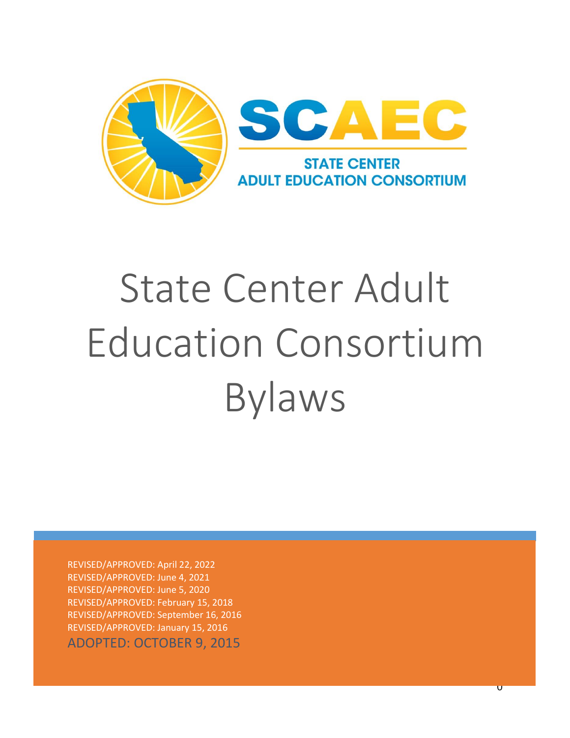SCAEC

STATE CENTER ADULT EDUCATION CONSORTIUM

# State Center Adult Education Consortium Bylaws

REVISED/APPROVED: April 22, 2022
REVISED/APPROVED: June 4, 2021
REVISED/APPROVED: June 5, 2020
REVISED/APPROVED: February 15, 2018
REVISED/APPROVED: September 16, 2016
REVISED/APPROVED: January 15, 2016
ADOPTED: OCTOBER 9, 2015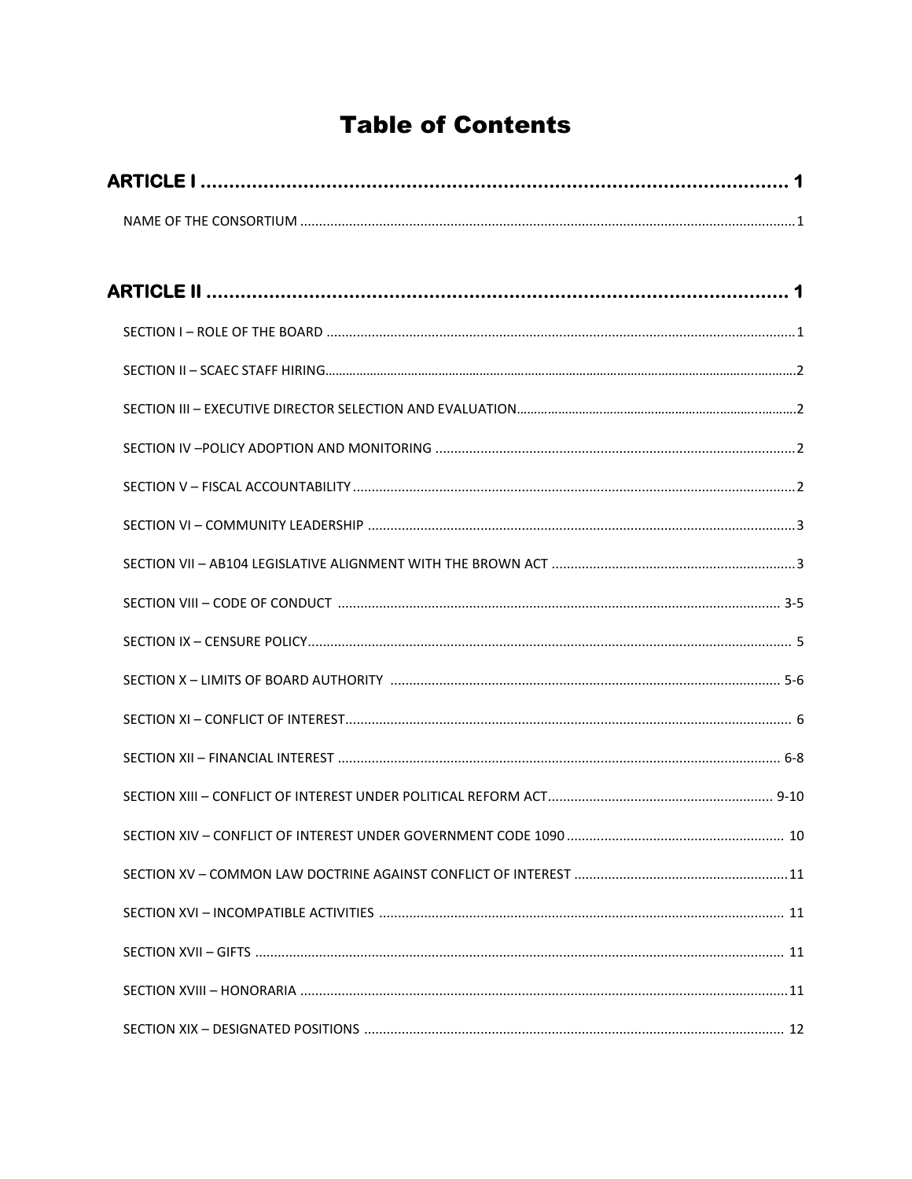# Table of Contents

**ARTICLE I** .......................................................................................................... **1**

NAME OF THE CONSORTIUM .......................................................................................................... 1

**ARTICLE II** .......................................................................................................... **1**

SECTION I – ROLE OF THE BOARD .......................................................................................................... 1

SECTION II – SCAEC STAFF HIRING .......................................................................................................... 2

SECTION III – EXECUTIVE DIRECTOR SELECTION AND EVALUATION .......................................................................................................... 2

SECTION IV –POLICY ADOPTION AND MONITORING .......................................................................................................... 2

SECTION V – FISCAL ACCOUNTABILITY .......................................................................................................... 2

SECTION VI – COMMUNITY LEADERSHIP .......................................................................................................... 3

SECTION VII – AB104 LEGISLATIVE ALIGNMENT WITH THE BROWN ACT .......................................................................................................... 3

SECTION VIII – CODE OF CONDUCT .......................................................................................................... 3-5

SECTION IX – CENSURE POLICY .......................................................................................................... 5

SECTION X – LIMITS OF BOARD AUTHORITY .......................................................................................................... 5-6

SECTION XI – CONFLICT OF INTEREST .......................................................................................................... 6

SECTION XII – FINANCIAL INTEREST .......................................................................................................... 6-8

SECTION XIII – CONFLICT OF INTEREST UNDER POLITICAL REFORM ACT .......................................................................................................... 9-10

SECTION XIV – CONFLICT OF INTEREST UNDER GOVERNMENT CODE 1090 .......................................................................................................... 10

SECTION XV – COMMON LAW DOCTRINE AGAINST CONFLICT OF INTEREST .......................................................................................................... 11

SECTION XVI – INCOMPATIBLE ACTIVITIES .......................................................................................................... 11

SECTION XVII – GIFTS .......................................................................................................... 11

SECTION XVIII – HONORARIA .......................................................................................................... 11

SECTION XIX – DESIGNATED POSITIONS .......................................................................................................... 12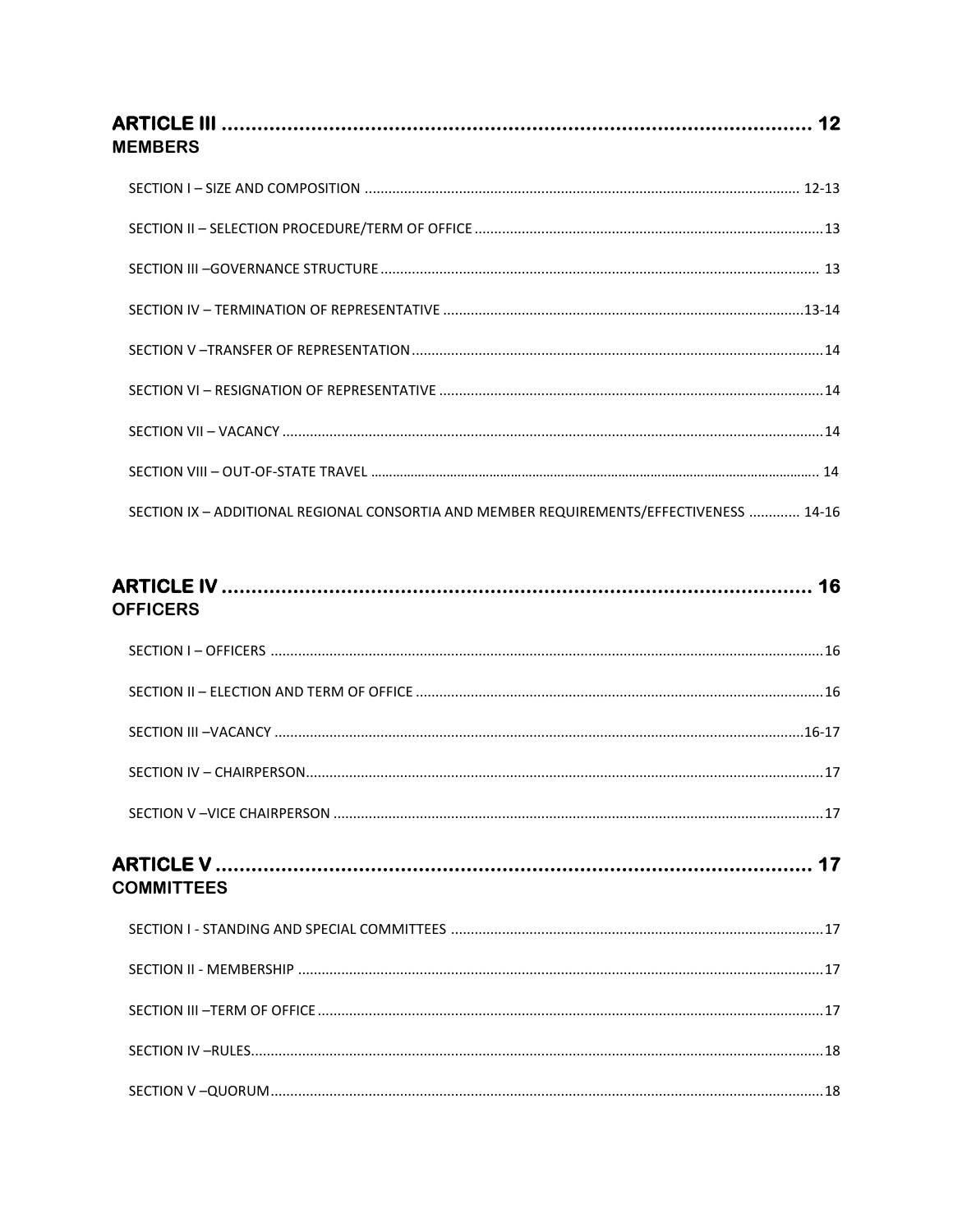**ARTICLE III** ........................................................................................ **12**
**MEMBERS**

SECTION I – SIZE AND COMPOSITION ........................................................ 12-13

SECTION II – SELECTION PROCEDURE/TERM OF OFFICE ........................................ 13

SECTION III –GOVERNANCE STRUCTURE ........................................................ 13

SECTION IV – TERMINATION OF REPRESENTATIVE ............................................ 13-14

SECTION V –TRANSFER OF REPRESENTATION ................................................ 14

SECTION VI – RESIGNATION OF REPRESENTATIVE ............................................ 14

SECTION VII – VACANCY ................................................................ 14

SECTION VIII – OUT-OF-STATE TRAVEL ...................................................... 14

SECTION IX – ADDITIONAL REGIONAL CONSORTIA AND MEMBER REQUIREMENTS/EFFECTIVENESS ............. 14-16

**ARTICLE IV** ........................................................................................ **16**
**OFFICERS**

SECTION I – OFFICERS ................................................................ 16

SECTION II – ELECTION AND TERM OF OFFICE ................................................ 16

SECTION III –VACANCY ................................................................ 16-17

SECTION IV – CHAIRPERSON ................................................................ 17

SECTION V –VICE CHAIRPERSON ............................................................ 17

**ARTICLE V** ........................................................................................ **17**
**COMMITTEES**

SECTION I - STANDING AND SPECIAL COMMITTEES .............................................. 17

SECTION II - MEMBERSHIP ................................................................ 17

SECTION III –TERM OF OFFICE ............................................................ 17

SECTION IV –RULES ................................................................ 18

SECTION V –QUORUM ................................................................ 18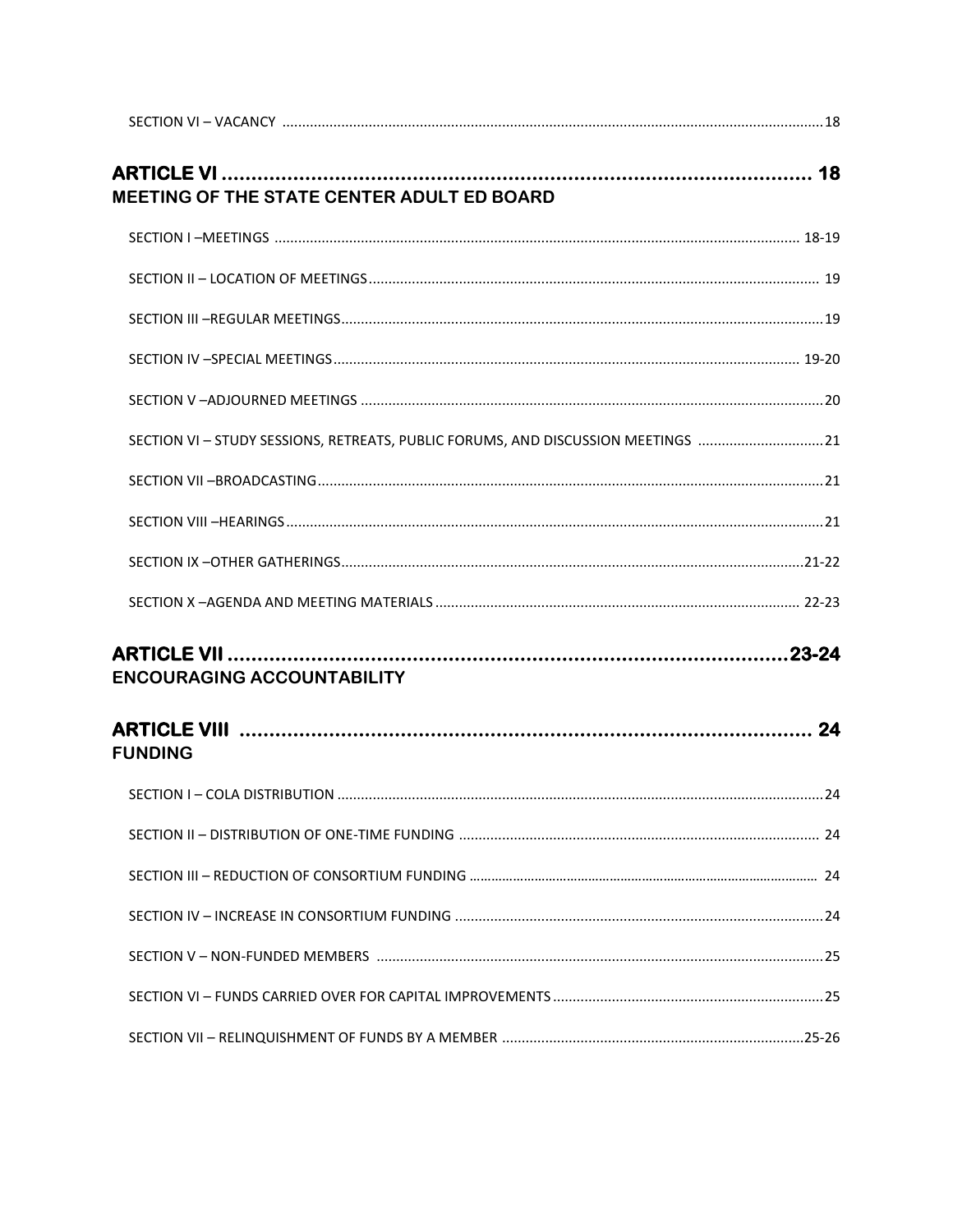SECTION VI – VACANCY ........................................................................................................................................18

**ARTICLE VI ................................................................................................. 18**
**MEETING OF THE STATE CENTER ADULT ED BOARD**

SECTION I –MEETINGS .................................................................................................................................... 18-19

SECTION II – LOCATION OF MEETINGS ................................................................................................................ 19

SECTION III –REGULAR MEETINGS .........................................................................................................................19

SECTION IV –SPECIAL MEETINGS ...................................................................................................................... 19-20

SECTION V –ADJOURNED MEETINGS ....................................................................................................................20

SECTION VI – STUDY SESSIONS, RETREATS, PUBLIC FORUMS, AND DISCUSSION MEETINGS ................................21

SECTION VII –BROADCASTING ...............................................................................................................................21

SECTION VIII –HEARINGS ........................................................................................................................................21

SECTION IX –OTHER GATHERINGS ....................................................................................................................21-22

SECTION X –AGENDA AND MEETING MATERIALS ............................................................................................ 22-23

**ARTICLE VII .............................................................................................23-24**
**ENCOURAGING ACCOUNTABILITY**

**ARTICLE VIII .............................................................................................. 24**
**FUNDING**

SECTION I – COLA DISTRIBUTION ..........................................................................................................................24

SECTION II – DISTRIBUTION OF ONE-TIME FUNDING ........................................................................................... 24

SECTION III – REDUCTION OF CONSORTIUM FUNDING ............................................................................................ 24

SECTION IV – INCREASE IN CONSORTIUM FUNDING .............................................................................................24

SECTION V – NON-FUNDED MEMBERS .................................................................................................................25

SECTION VI – FUNDS CARRIED OVER FOR CAPITAL IMPROVEMENTS .....................................................................25

SECTION VII – RELINQUISHMENT OF FUNDS BY A MEMBER ............................................................................25-26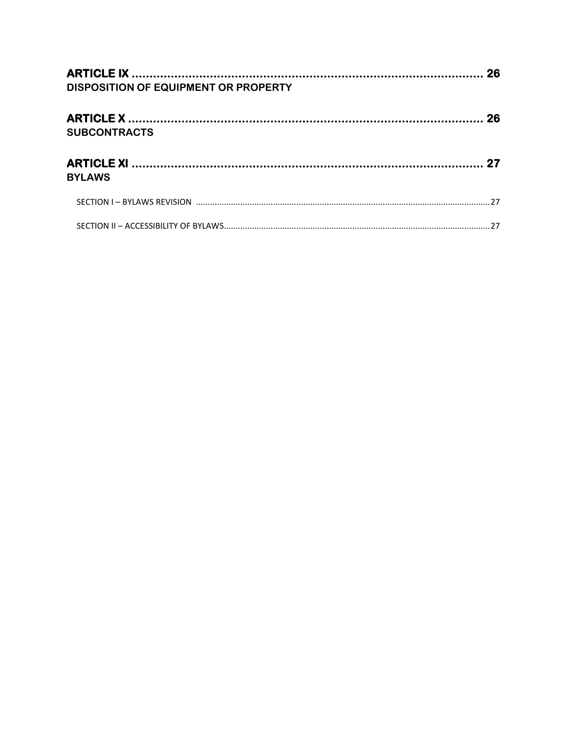**ARTICLE IX .................................................................................................. 26**
**DISPOSITION OF EQUIPMENT OR PROPERTY**

**ARTICLE X .................................................................................................. 26**
**SUBCONTRACTS**

**ARTICLE XI .................................................................................................. 27**
**BYLAWS**

SECTION I – BYLAWS REVISION ........................................................................................................................27

SECTION II – ACCESSIBILITY OF BYLAWS...........................................................................................................27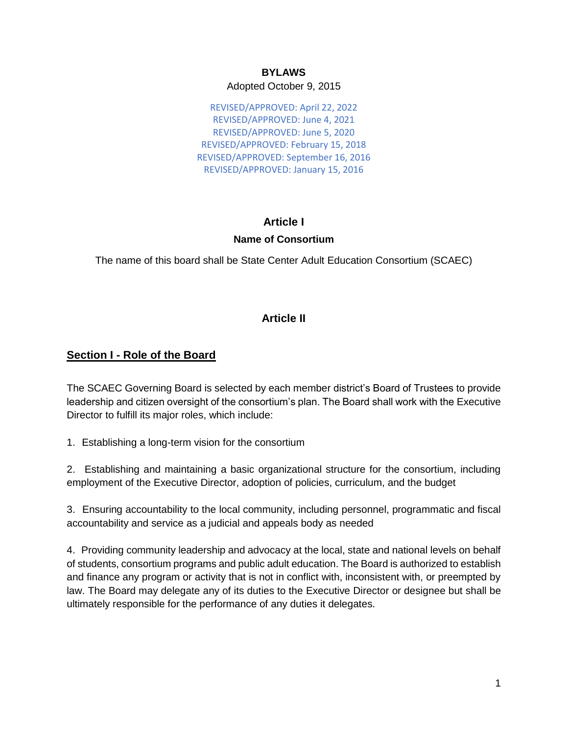**BYLAWS**

Adopted October 9, 2015

REVISED/APPROVED: April 22, 2022
REVISED/APPROVED: June 4, 2021
REVISED/APPROVED: June 5, 2020
REVISED/APPROVED: February 15, 2018
REVISED/APPROVED: September 16, 2016
REVISED/APPROVED: January 15, 2016

## Article I

### Name of Consortium

The name of this board shall be State Center Adult Education Consortium (SCAEC)

## Article II

### Section I - Role of the Board

The SCAEC Governing Board is selected by each member district's Board of Trustees to provide leadership and citizen oversight of the consortium's plan. The Board shall work with the Executive Director to fulfill its major roles, which include:

1. Establishing a long-term vision for the consortium

2. Establishing and maintaining a basic organizational structure for the consortium, including employment of the Executive Director, adoption of policies, curriculum, and the budget

3. Ensuring accountability to the local community, including personnel, programmatic and fiscal accountability and service as a judicial and appeals body as needed

4. Providing community leadership and advocacy at the local, state and national levels on behalf of students, consortium programs and public adult education. The Board is authorized to establish and finance any program or activity that is not in conflict with, inconsistent with, or preempted by law. The Board may delegate any of its duties to the Executive Director or designee but shall be ultimately responsible for the performance of any duties it delegates.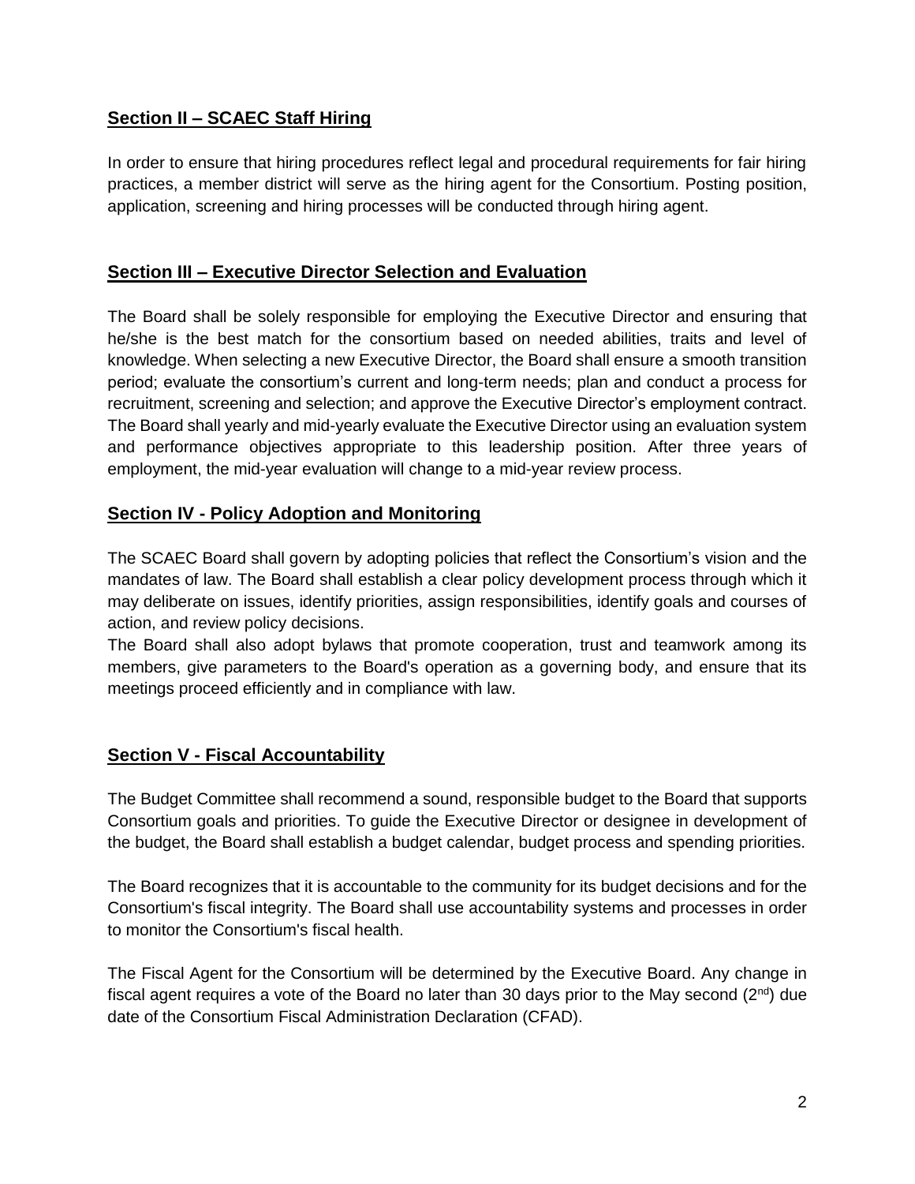## Section II – SCAEC Staff Hiring

In order to ensure that hiring procedures reflect legal and procedural requirements for fair hiring practices, a member district will serve as the hiring agent for the Consortium. Posting position, application, screening and hiring processes will be conducted through hiring agent.

## Section III – Executive Director Selection and Evaluation

The Board shall be solely responsible for employing the Executive Director and ensuring that he/she is the best match for the consortium based on needed abilities, traits and level of knowledge. When selecting a new Executive Director, the Board shall ensure a smooth transition period; evaluate the consortium's current and long-term needs; plan and conduct a process for recruitment, screening and selection; and approve the Executive Director's employment contract. The Board shall yearly and mid-yearly evaluate the Executive Director using an evaluation system and performance objectives appropriate to this leadership position. After three years of employment, the mid-year evaluation will change to a mid-year review process.

## Section IV - Policy Adoption and Monitoring

The SCAEC Board shall govern by adopting policies that reflect the Consortium's vision and the mandates of law. The Board shall establish a clear policy development process through which it may deliberate on issues, identify priorities, assign responsibilities, identify goals and courses of action, and review policy decisions.

The Board shall also adopt bylaws that promote cooperation, trust and teamwork among its members, give parameters to the Board's operation as a governing body, and ensure that its meetings proceed efficiently and in compliance with law.

## Section V - Fiscal Accountability

The Budget Committee shall recommend a sound, responsible budget to the Board that supports Consortium goals and priorities. To guide the Executive Director or designee in development of the budget, the Board shall establish a budget calendar, budget process and spending priorities.

The Board recognizes that it is accountable to the community for its budget decisions and for the Consortium's fiscal integrity. The Board shall use accountability systems and processes in order to monitor the Consortium's fiscal health.

The Fiscal Agent for the Consortium will be determined by the Executive Board. Any change in fiscal agent requires a vote of the Board no later than 30 days prior to the May second (2nd) due date of the Consortium Fiscal Administration Declaration (CFAD).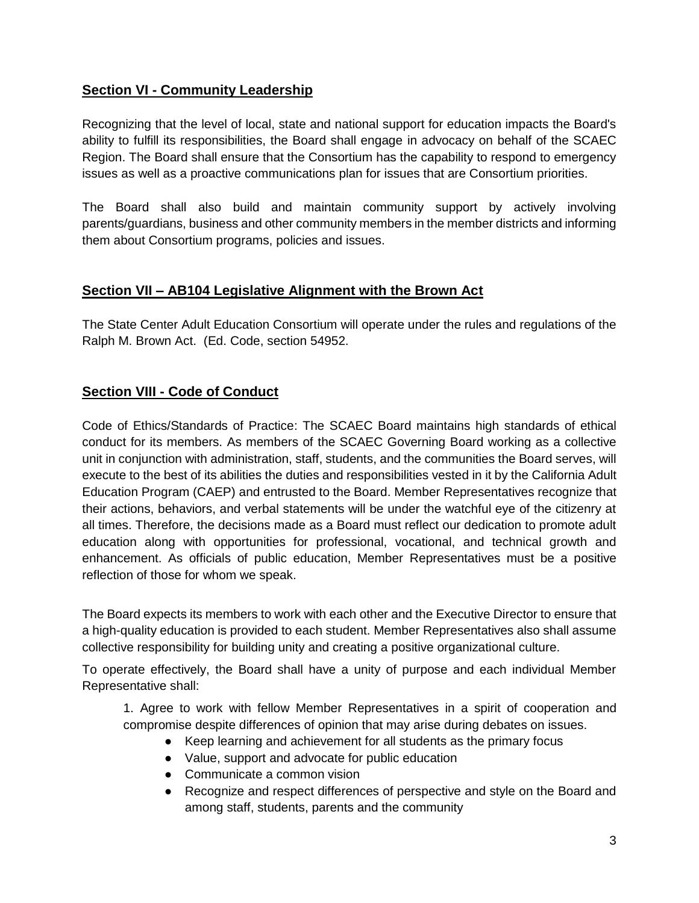## **Section VI - Community Leadership**

Recognizing that the level of local, state and national support for education impacts the Board's ability to fulfill its responsibilities, the Board shall engage in advocacy on behalf of the SCAEC Region. The Board shall ensure that the Consortium has the capability to respond to emergency issues as well as a proactive communications plan for issues that are Consortium priorities.

The Board shall also build and maintain community support by actively involving parents/guardians, business and other community members in the member districts and informing them about Consortium programs, policies and issues.

## **Section VII – AB104 Legislative Alignment with the Brown Act**

The State Center Adult Education Consortium will operate under the rules and regulations of the Ralph M. Brown Act. (Ed. Code, section 54952.

## **Section VIII - Code of Conduct**

Code of Ethics/Standards of Practice: The SCAEC Board maintains high standards of ethical conduct for its members. As members of the SCAEC Governing Board working as a collective unit in conjunction with administration, staff, students, and the communities the Board serves, will execute to the best of its abilities the duties and responsibilities vested in it by the California Adult Education Program (CAEP) and entrusted to the Board. Member Representatives recognize that their actions, behaviors, and verbal statements will be under the watchful eye of the citizenry at all times. Therefore, the decisions made as a Board must reflect our dedication to promote adult education along with opportunities for professional, vocational, and technical growth and enhancement. As officials of public education, Member Representatives must be a positive reflection of those for whom we speak.

The Board expects its members to work with each other and the Executive Director to ensure that a high-quality education is provided to each student. Member Representatives also shall assume collective responsibility for building unity and creating a positive organizational culture.

To operate effectively, the Board shall have a unity of purpose and each individual Member Representative shall:

1. Agree to work with fellow Member Representatives in a spirit of cooperation and compromise despite differences of opinion that may arise during debates on issues.
    - Keep learning and achievement for all students as the primary focus
    - Value, support and advocate for public education
    - Communicate a common vision
    - Recognize and respect differences of perspective and style on the Board and among staff, students, parents and the community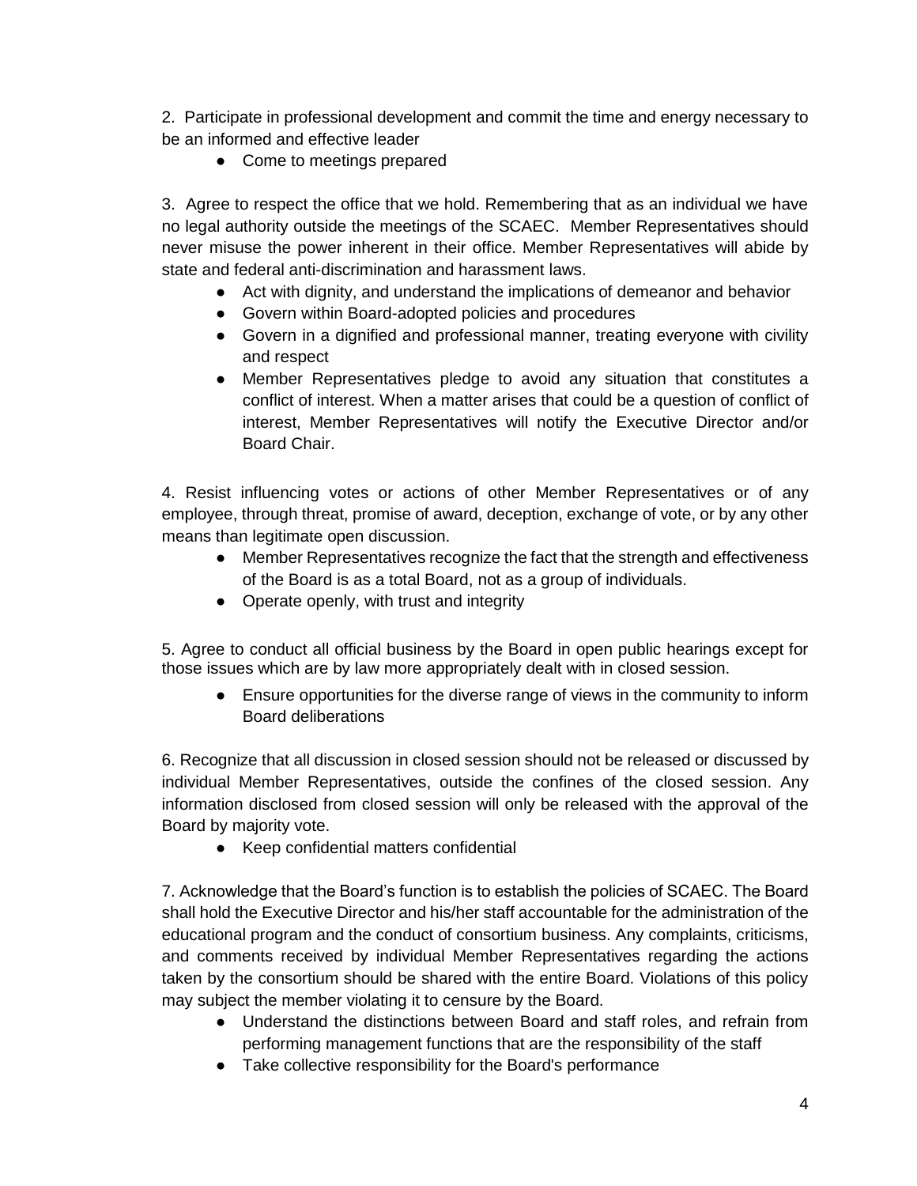2. Participate in professional development and commit the time and energy necessary to be an informed and effective leader

- Come to meetings prepared

3. Agree to respect the office that we hold. Remembering that as an individual we have no legal authority outside the meetings of the SCAEC. Member Representatives should never misuse the power inherent in their office. Member Representatives will abide by state and federal anti-discrimination and harassment laws.

- Act with dignity, and understand the implications of demeanor and behavior
- Govern within Board-adopted policies and procedures
- Govern in a dignified and professional manner, treating everyone with civility and respect
- Member Representatives pledge to avoid any situation that constitutes a conflict of interest. When a matter arises that could be a question of conflict of interest, Member Representatives will notify the Executive Director and/or Board Chair.

4. Resist influencing votes or actions of other Member Representatives or of any employee, through threat, promise of award, deception, exchange of vote, or by any other means than legitimate open discussion.

- Member Representatives recognize the fact that the strength and effectiveness of the Board is as a total Board, not as a group of individuals.
- Operate openly, with trust and integrity

5. Agree to conduct all official business by the Board in open public hearings except for those issues which are by law more appropriately dealt with in closed session.

- Ensure opportunities for the diverse range of views in the community to inform Board deliberations

6. Recognize that all discussion in closed session should not be released or discussed by individual Member Representatives, outside the confines of the closed session. Any information disclosed from closed session will only be released with the approval of the Board by majority vote.

- Keep confidential matters confidential

7. Acknowledge that the Board's function is to establish the policies of SCAEC. The Board shall hold the Executive Director and his/her staff accountable for the administration of the educational program and the conduct of consortium business. Any complaints, criticisms, and comments received by individual Member Representatives regarding the actions taken by the consortium should be shared with the entire Board. Violations of this policy may subject the member violating it to censure by the Board.

- Understand the distinctions between Board and staff roles, and refrain from performing management functions that are the responsibility of the staff
- Take collective responsibility for the Board's performance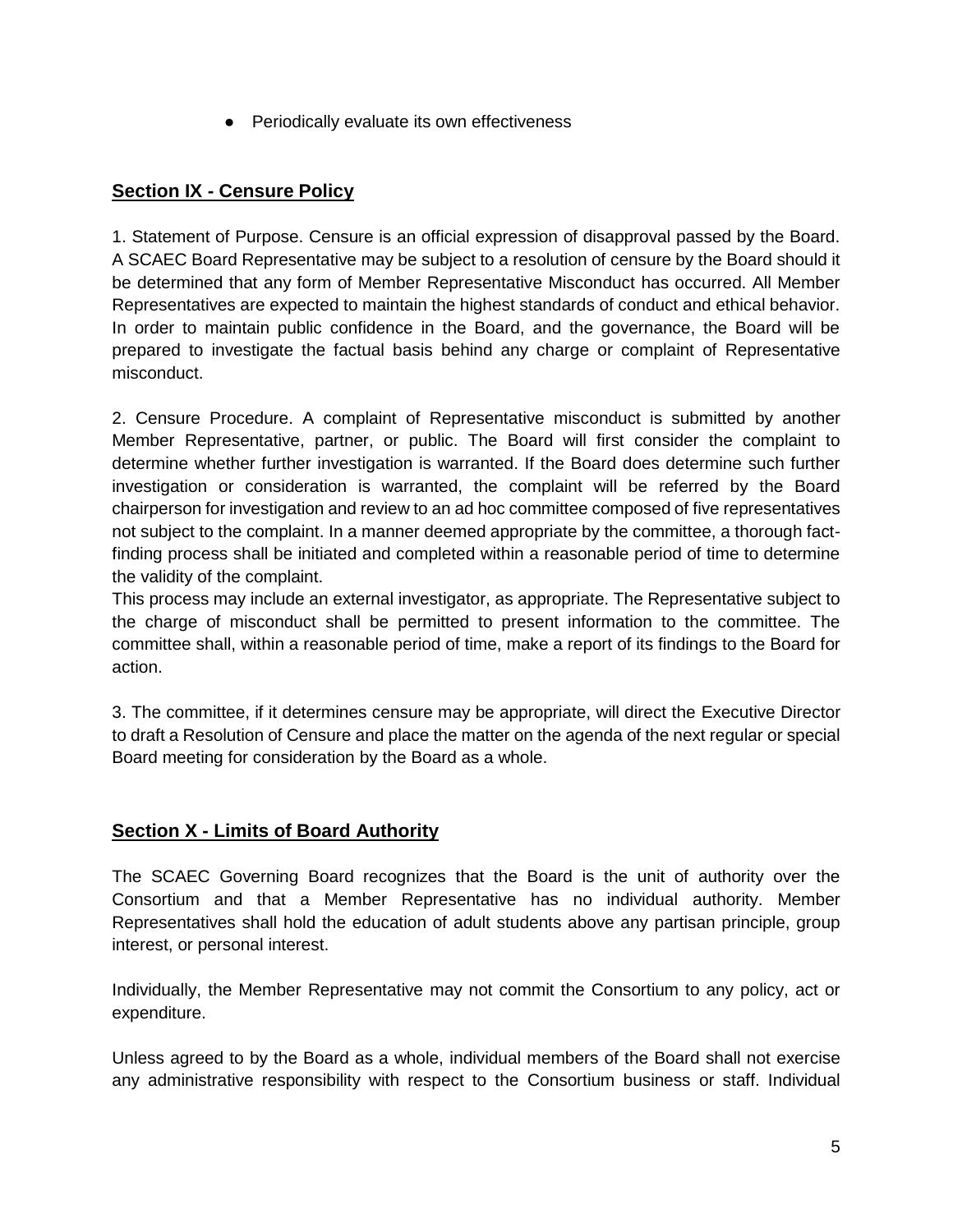- Periodically evaluate its own effectiveness

## Section IX - Censure Policy

1. Statement of Purpose. Censure is an official expression of disapproval passed by the Board. A SCAEC Board Representative may be subject to a resolution of censure by the Board should it be determined that any form of Member Representative Misconduct has occurred. All Member Representatives are expected to maintain the highest standards of conduct and ethical behavior. In order to maintain public confidence in the Board, and the governance, the Board will be prepared to investigate the factual basis behind any charge or complaint of Representative misconduct.

2. Censure Procedure. A complaint of Representative misconduct is submitted by another Member Representative, partner, or public. The Board will first consider the complaint to determine whether further investigation is warranted. If the Board does determine such further investigation or consideration is warranted, the complaint will be referred by the Board chairperson for investigation and review to an ad hoc committee composed of five representatives not subject to the complaint. In a manner deemed appropriate by the committee, a thorough fact-finding process shall be initiated and completed within a reasonable period of time to determine the validity of the complaint.
This process may include an external investigator, as appropriate. The Representative subject to the charge of misconduct shall be permitted to present information to the committee. The committee shall, within a reasonable period of time, make a report of its findings to the Board for action.

3. The committee, if it determines censure may be appropriate, will direct the Executive Director to draft a Resolution of Censure and place the matter on the agenda of the next regular or special Board meeting for consideration by the Board as a whole.

## Section X - Limits of Board Authority

The SCAEC Governing Board recognizes that the Board is the unit of authority over the Consortium and that a Member Representative has no individual authority. Member Representatives shall hold the education of adult students above any partisan principle, group interest, or personal interest.

Individually, the Member Representative may not commit the Consortium to any policy, act or expenditure.

Unless agreed to by the Board as a whole, individual members of the Board shall not exercise any administrative responsibility with respect to the Consortium business or staff. Individual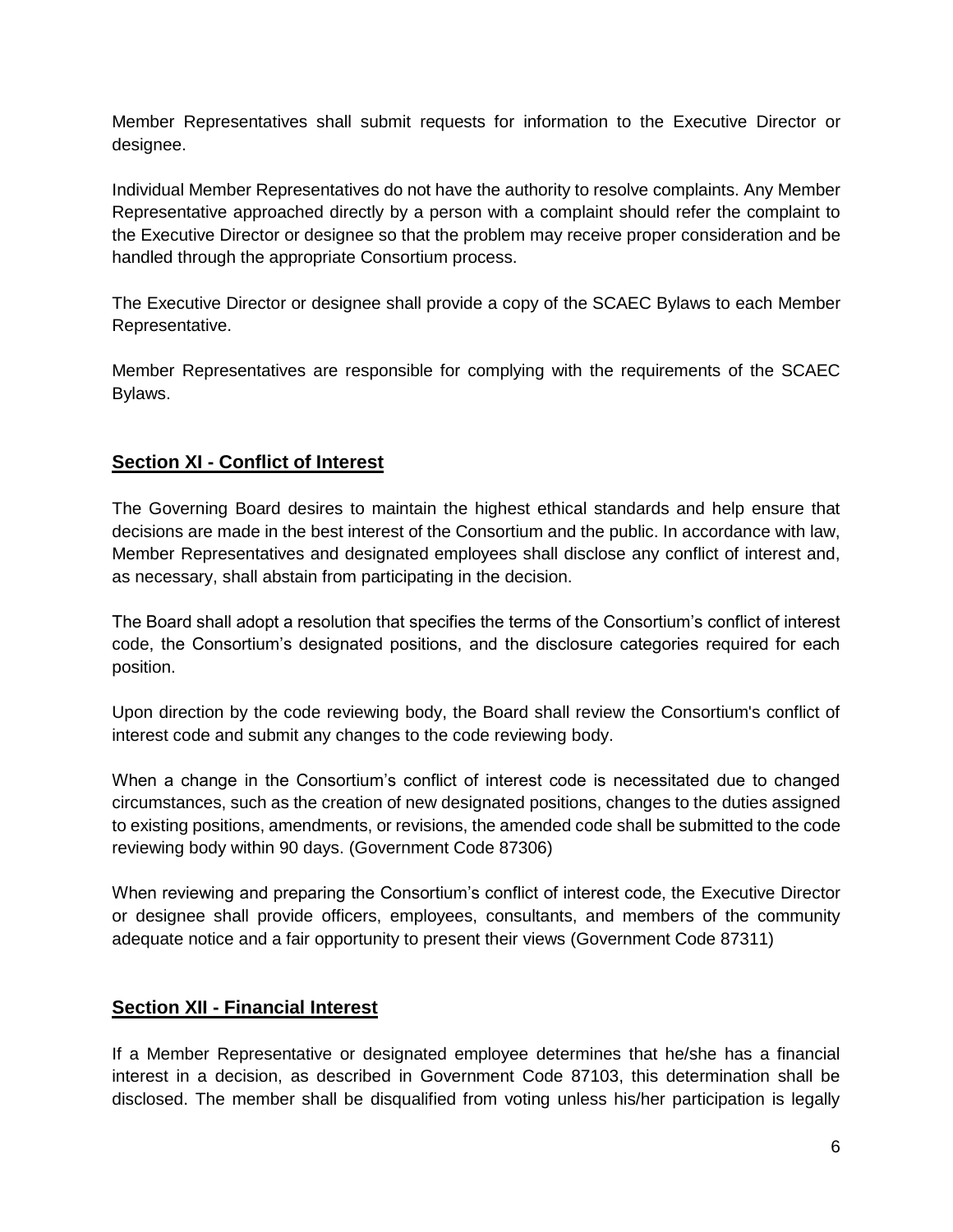Member Representatives shall submit requests for information to the Executive Director or designee.

Individual Member Representatives do not have the authority to resolve complaints. Any Member Representative approached directly by a person with a complaint should refer the complaint to the Executive Director or designee so that the problem may receive proper consideration and be handled through the appropriate Consortium process.

The Executive Director or designee shall provide a copy of the SCAEC Bylaws to each Member Representative.

Member Representatives are responsible for complying with the requirements of the SCAEC Bylaws.

## Section XI - Conflict of Interest

The Governing Board desires to maintain the highest ethical standards and help ensure that decisions are made in the best interest of the Consortium and the public. In accordance with law, Member Representatives and designated employees shall disclose any conflict of interest and, as necessary, shall abstain from participating in the decision.

The Board shall adopt a resolution that specifies the terms of the Consortium's conflict of interest code, the Consortium's designated positions, and the disclosure categories required for each position.

Upon direction by the code reviewing body, the Board shall review the Consortium's conflict of interest code and submit any changes to the code reviewing body.

When a change in the Consortium's conflict of interest code is necessitated due to changed circumstances, such as the creation of new designated positions, changes to the duties assigned to existing positions, amendments, or revisions, the amended code shall be submitted to the code reviewing body within 90 days. (Government Code 87306)

When reviewing and preparing the Consortium's conflict of interest code, the Executive Director or designee shall provide officers, employees, consultants, and members of the community adequate notice and a fair opportunity to present their views (Government Code 87311)

## Section XII - Financial Interest

If a Member Representative or designated employee determines that he/she has a financial interest in a decision, as described in Government Code 87103, this determination shall be disclosed. The member shall be disqualified from voting unless his/her participation is legally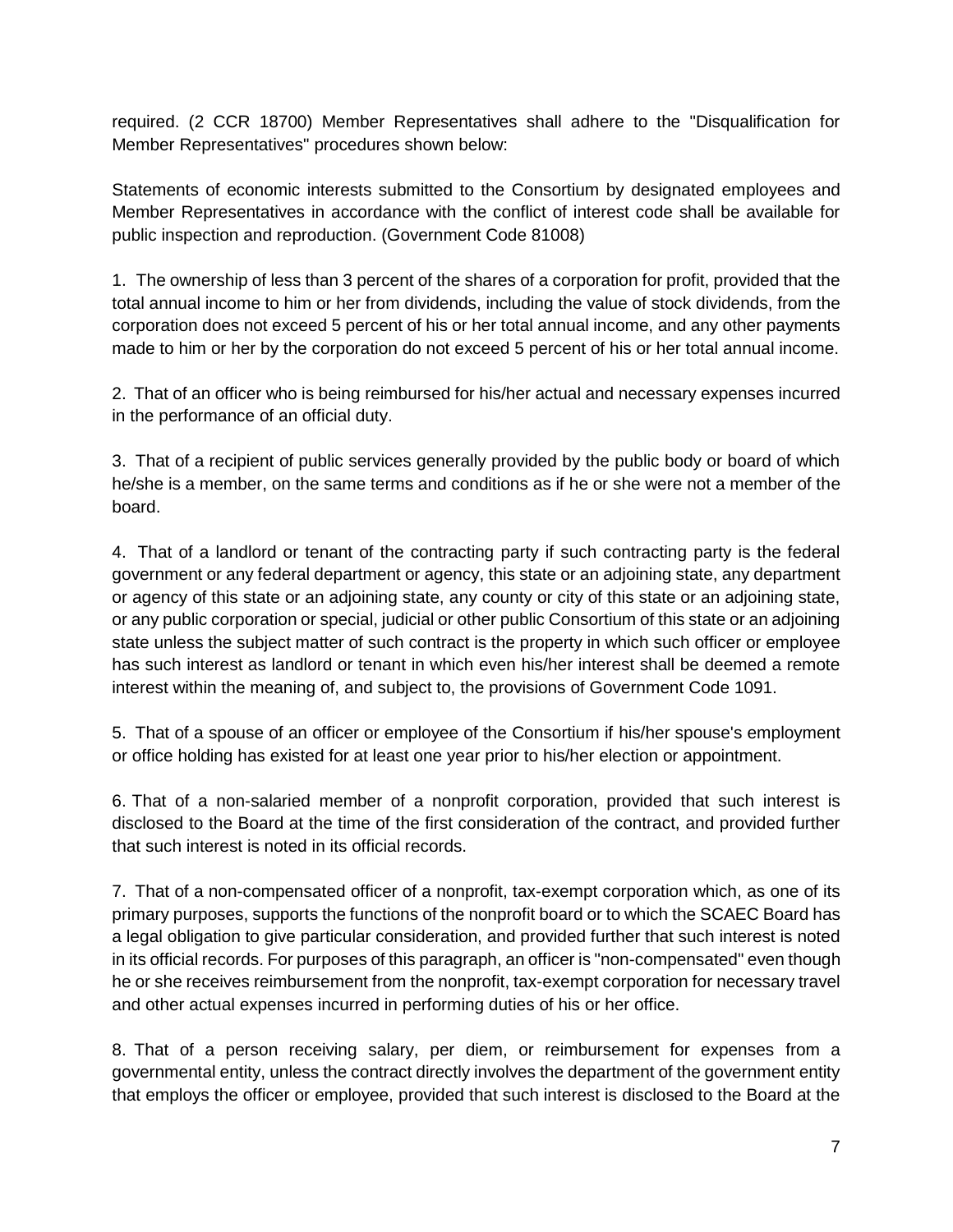required. (2 CCR 18700) Member Representatives shall adhere to the "Disqualification for Member Representatives" procedures shown below:

Statements of economic interests submitted to the Consortium by designated employees and Member Representatives in accordance with the conflict of interest code shall be available for public inspection and reproduction. (Government Code 81008)

1. The ownership of less than 3 percent of the shares of a corporation for profit, provided that the total annual income to him or her from dividends, including the value of stock dividends, from the corporation does not exceed 5 percent of his or her total annual income, and any other payments made to him or her by the corporation do not exceed 5 percent of his or her total annual income.

2. That of an officer who is being reimbursed for his/her actual and necessary expenses incurred in the performance of an official duty.

3. That of a recipient of public services generally provided by the public body or board of which he/she is a member, on the same terms and conditions as if he or she were not a member of the board.

4. That of a landlord or tenant of the contracting party if such contracting party is the federal government or any federal department or agency, this state or an adjoining state, any department or agency of this state or an adjoining state, any county or city of this state or an adjoining state, or any public corporation or special, judicial or other public Consortium of this state or an adjoining state unless the subject matter of such contract is the property in which such officer or employee has such interest as landlord or tenant in which even his/her interest shall be deemed a remote interest within the meaning of, and subject to, the provisions of Government Code 1091.

5. That of a spouse of an officer or employee of the Consortium if his/her spouse's employment or office holding has existed for at least one year prior to his/her election or appointment.

6. That of a non-salaried member of a nonprofit corporation, provided that such interest is disclosed to the Board at the time of the first consideration of the contract, and provided further that such interest is noted in its official records.

7. That of a non-compensated officer of a nonprofit, tax-exempt corporation which, as one of its primary purposes, supports the functions of the nonprofit board or to which the SCAEC Board has a legal obligation to give particular consideration, and provided further that such interest is noted in its official records. For purposes of this paragraph, an officer is "non-compensated" even though he or she receives reimbursement from the nonprofit, tax-exempt corporation for necessary travel and other actual expenses incurred in performing duties of his or her office.

8. That of a person receiving salary, per diem, or reimbursement for expenses from a governmental entity, unless the contract directly involves the department of the government entity that employs the officer or employee, provided that such interest is disclosed to the Board at the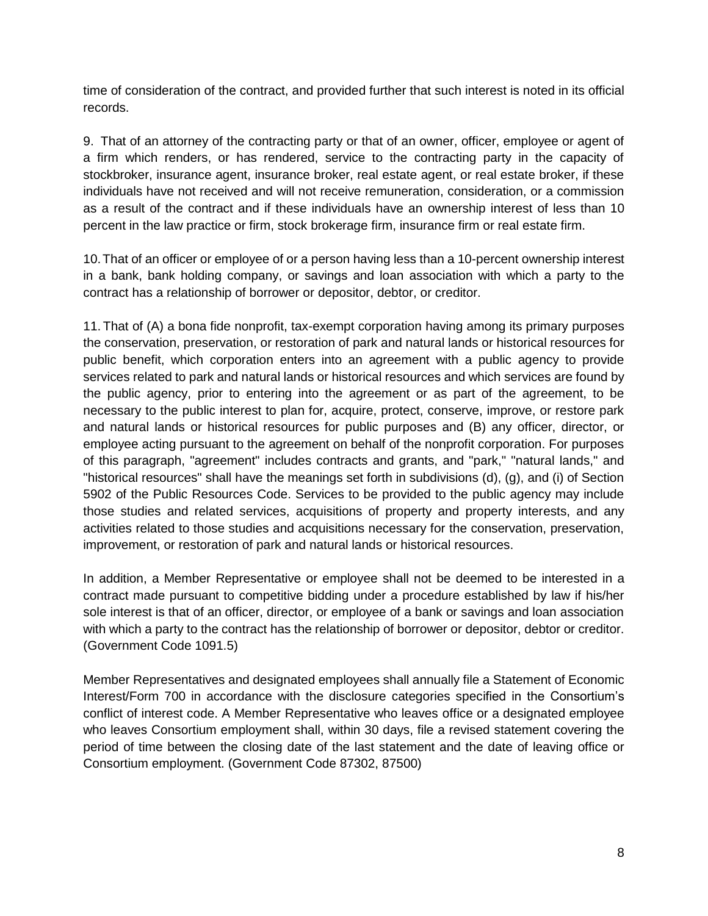time of consideration of the contract, and provided further that such interest is noted in its official records.

9. That of an attorney of the contracting party or that of an owner, officer, employee or agent of a firm which renders, or has rendered, service to the contracting party in the capacity of stockbroker, insurance agent, insurance broker, real estate agent, or real estate broker, if these individuals have not received and will not receive remuneration, consideration, or a commission as a result of the contract and if these individuals have an ownership interest of less than 10 percent in the law practice or firm, stock brokerage firm, insurance firm or real estate firm.

10. That of an officer or employee of or a person having less than a 10-percent ownership interest in a bank, bank holding company, or savings and loan association with which a party to the contract has a relationship of borrower or depositor, debtor, or creditor.

11. That of (A) a bona fide nonprofit, tax-exempt corporation having among its primary purposes the conservation, preservation, or restoration of park and natural lands or historical resources for public benefit, which corporation enters into an agreement with a public agency to provide services related to park and natural lands or historical resources and which services are found by the public agency, prior to entering into the agreement or as part of the agreement, to be necessary to the public interest to plan for, acquire, protect, conserve, improve, or restore park and natural lands or historical resources for public purposes and (B) any officer, director, or employee acting pursuant to the agreement on behalf of the nonprofit corporation. For purposes of this paragraph, "agreement" includes contracts and grants, and "park," "natural lands," and "historical resources" shall have the meanings set forth in subdivisions (d), (g), and (i) of Section 5902 of the Public Resources Code. Services to be provided to the public agency may include those studies and related services, acquisitions of property and property interests, and any activities related to those studies and acquisitions necessary for the conservation, preservation, improvement, or restoration of park and natural lands or historical resources.

In addition, a Member Representative or employee shall not be deemed to be interested in a contract made pursuant to competitive bidding under a procedure established by law if his/her sole interest is that of an officer, director, or employee of a bank or savings and loan association with which a party to the contract has the relationship of borrower or depositor, debtor or creditor. (Government Code 1091.5)

Member Representatives and designated employees shall annually file a Statement of Economic Interest/Form 700 in accordance with the disclosure categories specified in the Consortium's conflict of interest code. A Member Representative who leaves office or a designated employee who leaves Consortium employment shall, within 30 days, file a revised statement covering the period of time between the closing date of the last statement and the date of leaving office or Consortium employment. (Government Code 87302, 87500)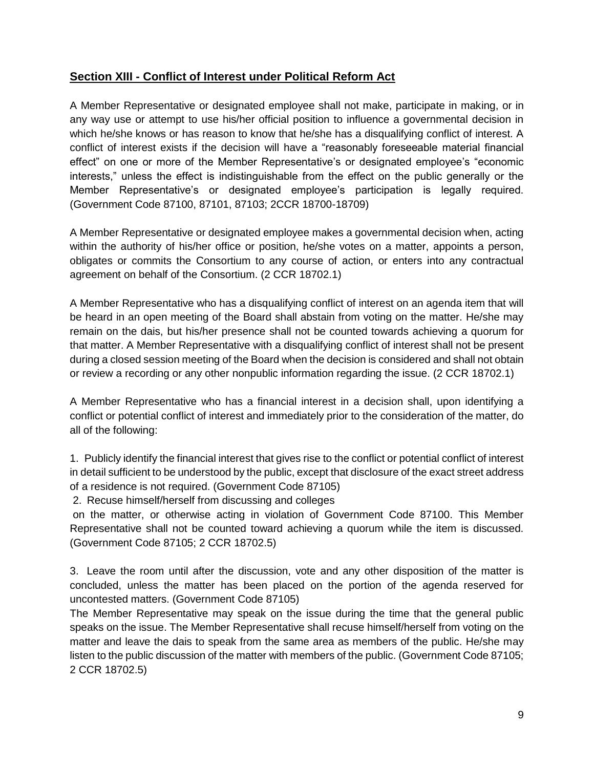## Section XIII - Conflict of Interest under Political Reform Act

A Member Representative or designated employee shall not make, participate in making, or in any way use or attempt to use his/her official position to influence a governmental decision in which he/she knows or has reason to know that he/she has a disqualifying conflict of interest. A conflict of interest exists if the decision will have a "reasonably foreseeable material financial effect" on one or more of the Member Representative's or designated employee's "economic interests," unless the effect is indistinguishable from the effect on the public generally or the Member Representative's or designated employee's participation is legally required. (Government Code 87100, 87101, 87103; 2CCR 18700-18709)

A Member Representative or designated employee makes a governmental decision when, acting within the authority of his/her office or position, he/she votes on a matter, appoints a person, obligates or commits the Consortium to any course of action, or enters into any contractual agreement on behalf of the Consortium. (2 CCR 18702.1)

A Member Representative who has a disqualifying conflict of interest on an agenda item that will be heard in an open meeting of the Board shall abstain from voting on the matter. He/she may remain on the dais, but his/her presence shall not be counted towards achieving a quorum for that matter. A Member Representative with a disqualifying conflict of interest shall not be present during a closed session meeting of the Board when the decision is considered and shall not obtain or review a recording or any other nonpublic information regarding the issue. (2 CCR 18702.1)

A Member Representative who has a financial interest in a decision shall, upon identifying a conflict or potential conflict of interest and immediately prior to the consideration of the matter, do all of the following:

1. Publicly identify the financial interest that gives rise to the conflict or potential conflict of interest in detail sufficient to be understood by the public, except that disclosure of the exact street address of a residence is not required. (Government Code 87105)
2. Recuse himself/herself from discussing and colleges on the matter, or otherwise acting in violation of Government Code 87100. This Member Representative shall not be counted toward achieving a quorum while the item is discussed. (Government Code 87105; 2 CCR 18702.5)
3. Leave the room until after the discussion, vote and any other disposition of the matter is concluded, unless the matter has been placed on the portion of the agenda reserved for uncontested matters. (Government Code 87105)

The Member Representative may speak on the issue during the time that the general public speaks on the issue. The Member Representative shall recuse himself/herself from voting on the matter and leave the dais to speak from the same area as members of the public. He/she may listen to the public discussion of the matter with members of the public. (Government Code 87105; 2 CCR 18702.5)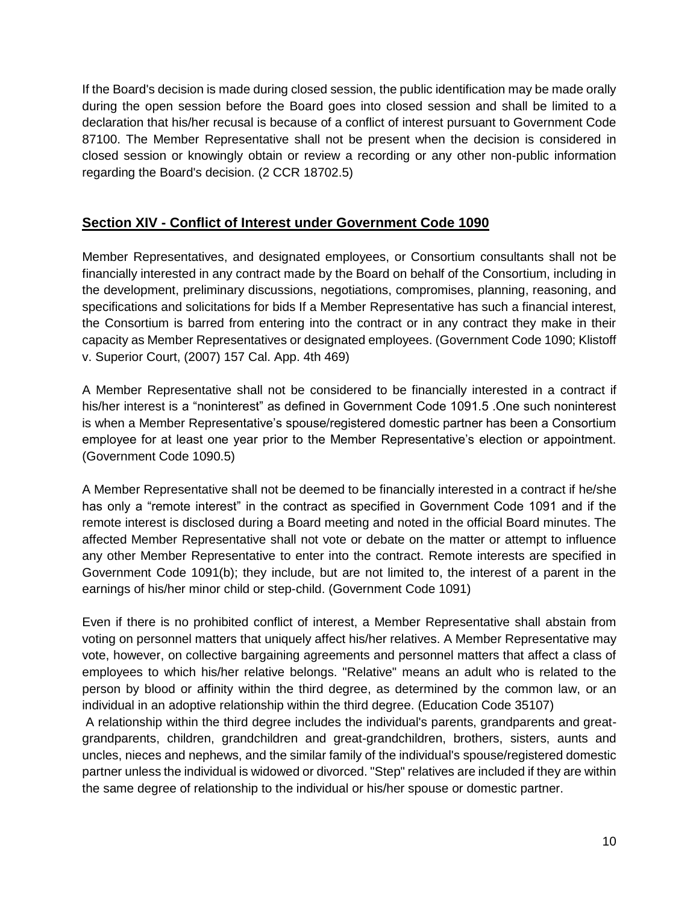If the Board's decision is made during closed session, the public identification may be made orally during the open session before the Board goes into closed session and shall be limited to a declaration that his/her recusal is because of a conflict of interest pursuant to Government Code 87100. The Member Representative shall not be present when the decision is considered in closed session or knowingly obtain or review a recording or any other non-public information regarding the Board's decision. (2 CCR 18702.5)

## **Section XIV - Conflict of Interest under Government Code 1090**

Member Representatives, and designated employees, or Consortium consultants shall not be financially interested in any contract made by the Board on behalf of the Consortium, including in the development, preliminary discussions, negotiations, compromises, planning, reasoning, and specifications and solicitations for bids If a Member Representative has such a financial interest, the Consortium is barred from entering into the contract or in any contract they make in their capacity as Member Representatives or designated employees. (Government Code 1090; Klistoff v. Superior Court, (2007) 157 Cal. App. 4th 469)

A Member Representative shall not be considered to be financially interested in a contract if his/her interest is a "noninterest" as defined in Government Code 1091.5 .One such noninterest is when a Member Representative's spouse/registered domestic partner has been a Consortium employee for at least one year prior to the Member Representative's election or appointment. (Government Code 1090.5)

A Member Representative shall not be deemed to be financially interested in a contract if he/she has only a "remote interest" in the contract as specified in Government Code 1091 and if the remote interest is disclosed during a Board meeting and noted in the official Board minutes. The affected Member Representative shall not vote or debate on the matter or attempt to influence any other Member Representative to enter into the contract. Remote interests are specified in Government Code 1091(b); they include, but are not limited to, the interest of a parent in the earnings of his/her minor child or step-child. (Government Code 1091)

Even if there is no prohibited conflict of interest, a Member Representative shall abstain from voting on personnel matters that uniquely affect his/her relatives. A Member Representative may vote, however, on collective bargaining agreements and personnel matters that affect a class of employees to which his/her relative belongs. "Relative" means an adult who is related to the person by blood or affinity within the third degree, as determined by the common law, or an individual in an adoptive relationship within the third degree. (Education Code 35107)

A relationship within the third degree includes the individual's parents, grandparents and great-grandparents, children, grandchildren and great-grandchildren, brothers, sisters, aunts and uncles, nieces and nephews, and the similar family of the individual's spouse/registered domestic partner unless the individual is widowed or divorced. "Step" relatives are included if they are within the same degree of relationship to the individual or his/her spouse or domestic partner.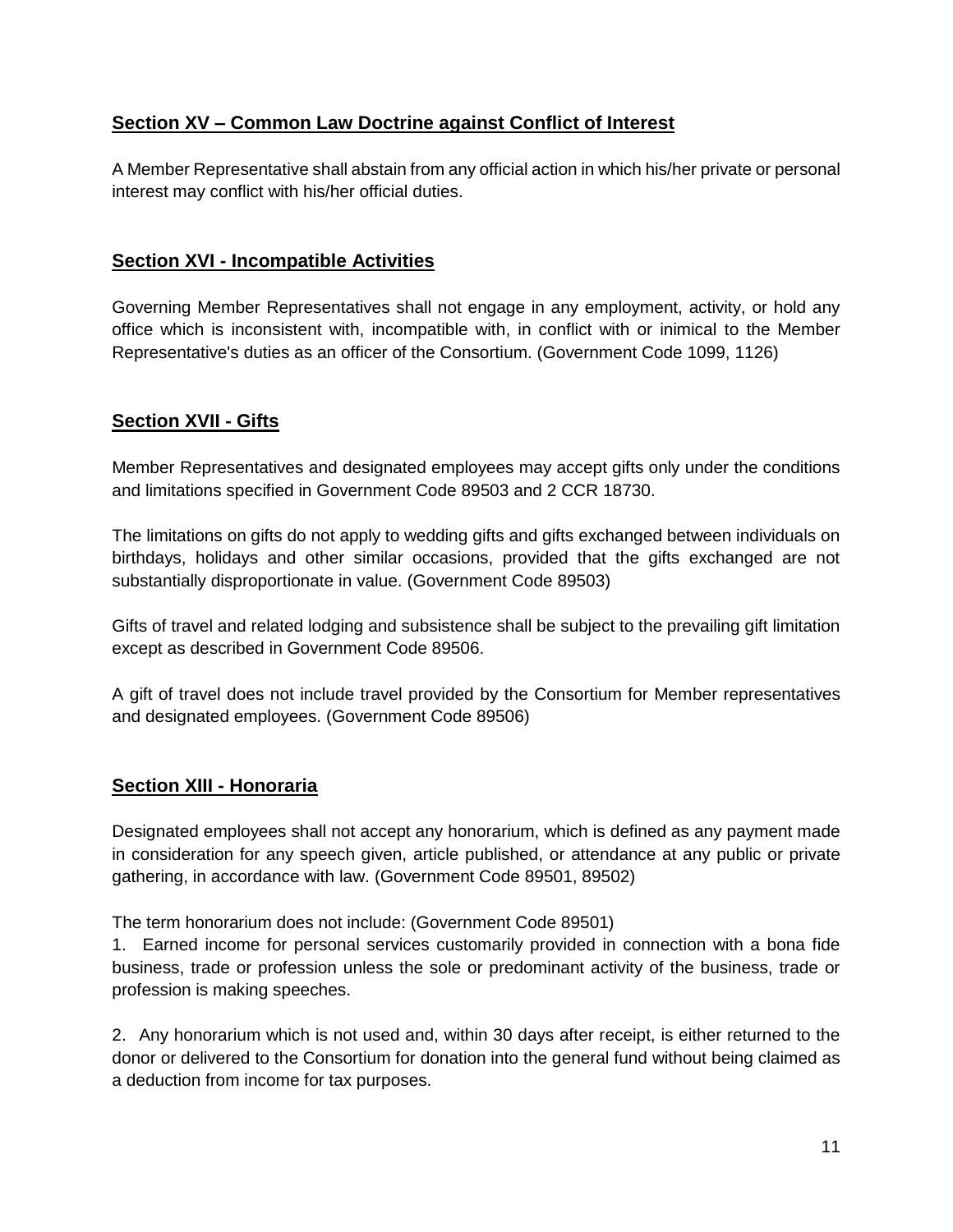## Section XV – Common Law Doctrine against Conflict of Interest

A Member Representative shall abstain from any official action in which his/her private or personal interest may conflict with his/her official duties.

## Section XVI - Incompatible Activities

Governing Member Representatives shall not engage in any employment, activity, or hold any office which is inconsistent with, incompatible with, in conflict with or inimical to the Member Representative's duties as an officer of the Consortium. (Government Code 1099, 1126)

## Section XVII - Gifts

Member Representatives and designated employees may accept gifts only under the conditions and limitations specified in Government Code 89503 and 2 CCR 18730.

The limitations on gifts do not apply to wedding gifts and gifts exchanged between individuals on birthdays, holidays and other similar occasions, provided that the gifts exchanged are not substantially disproportionate in value. (Government Code 89503)

Gifts of travel and related lodging and subsistence shall be subject to the prevailing gift limitation except as described in Government Code 89506.

A gift of travel does not include travel provided by the Consortium for Member representatives and designated employees. (Government Code 89506)

## Section XIII - Honoraria

Designated employees shall not accept any honorarium, which is defined as any payment made in consideration for any speech given, article published, or attendance at any public or private gathering, in accordance with law. (Government Code 89501, 89502)

The term honorarium does not include: (Government Code 89501)

1. Earned income for personal services customarily provided in connection with a bona fide business, trade or profession unless the sole or predominant activity of the business, trade or profession is making speeches.

2. Any honorarium which is not used and, within 30 days after receipt, is either returned to the donor or delivered to the Consortium for donation into the general fund without being claimed as a deduction from income for tax purposes.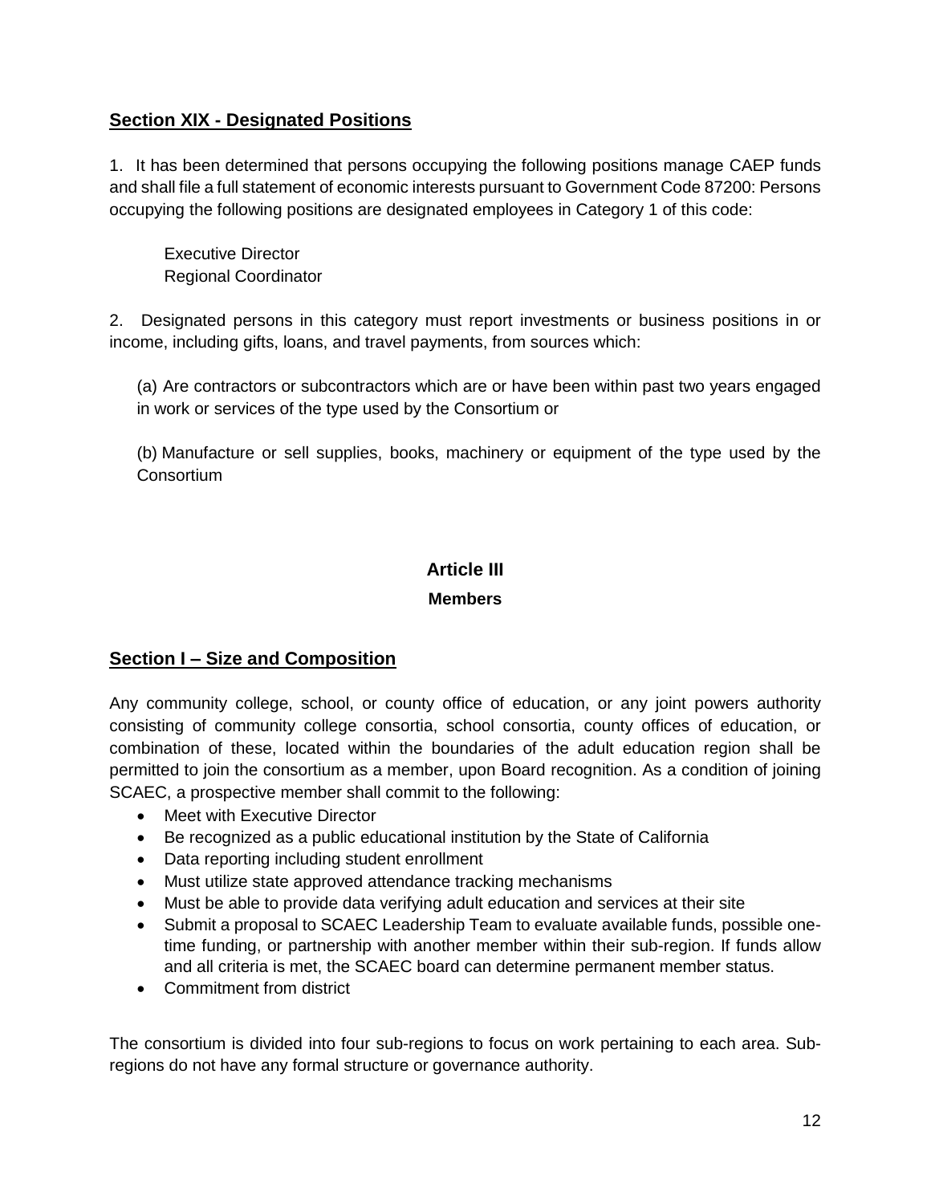## Section XIX - Designated Positions

1. It has been determined that persons occupying the following positions manage CAEP funds and shall file a full statement of economic interests pursuant to Government Code 87200: Persons occupying the following positions are designated employees in Category 1 of this code:

   Executive Director
   Regional Coordinator

2. Designated persons in this category must report investments or business positions in or income, including gifts, loans, and travel payments, from sources which:

   (a) Are contractors or subcontractors which are or have been within past two years engaged in work or services of the type used by the Consortium or

   (b) Manufacture or sell supplies, books, machinery or equipment of the type used by the Consortium

# Article III

## Members

## Section I – Size and Composition

Any community college, school, or county office of education, or any joint powers authority consisting of community college consortia, school consortia, county offices of education, or combination of these, located within the boundaries of the adult education region shall be permitted to join the consortium as a member, upon Board recognition. As a condition of joining SCAEC, a prospective member shall commit to the following:

- Meet with Executive Director
- Be recognized as a public educational institution by the State of California
- Data reporting including student enrollment
- Must utilize state approved attendance tracking mechanisms
- Must be able to provide data verifying adult education and services at their site
- Submit a proposal to SCAEC Leadership Team to evaluate available funds, possible one-time funding, or partnership with another member within their sub-region. If funds allow and all criteria is met, the SCAEC board can determine permanent member status.
- Commitment from district

The consortium is divided into four sub-regions to focus on work pertaining to each area. Sub-regions do not have any formal structure or governance authority.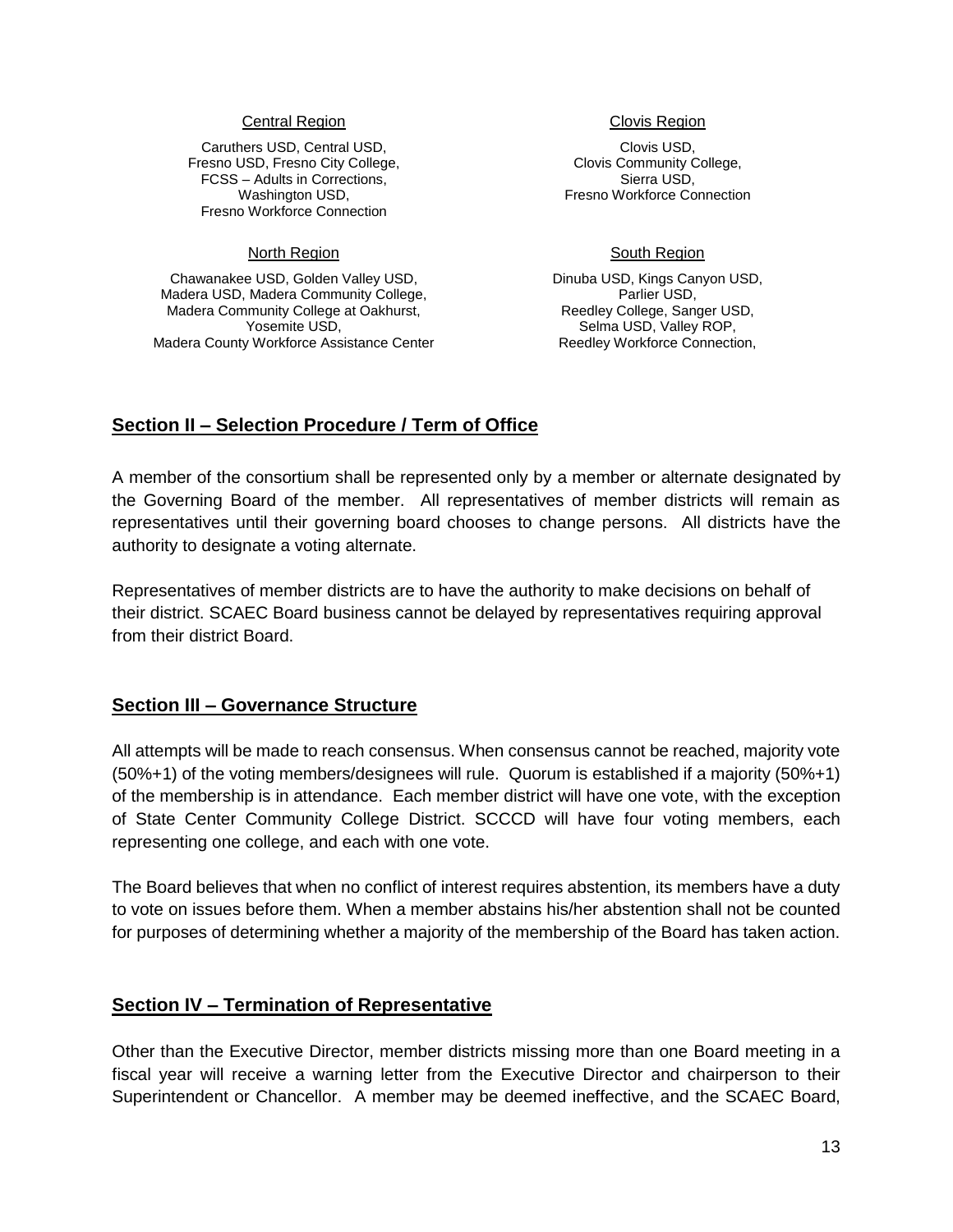Central Region

Caruthers USD, Central USD,
Fresno USD, Fresno City College,
FCSS – Adults in Corrections,
Washington USD,
Fresno Workforce Connection

Clovis Region

Clovis USD,
Clovis Community College,
Sierra USD,
Fresno Workforce Connection

North Region

Chawanakee USD, Golden Valley USD,
Madera USD, Madera Community College,
Madera Community College at Oakhurst,
Yosemite USD,
Madera County Workforce Assistance Center

South Region

Dinuba USD, Kings Canyon USD,
Parlier USD,
Reedley College, Sanger USD,
Selma USD, Valley ROP,
Reedley Workforce Connection,

## Section II – Selection Procedure / Term of Office

A member of the consortium shall be represented only by a member or alternate designated by the Governing Board of the member. All representatives of member districts will remain as representatives until their governing board chooses to change persons. All districts have the authority to designate a voting alternate.

Representatives of member districts are to have the authority to make decisions on behalf of their district. SCAEC Board business cannot be delayed by representatives requiring approval from their district Board.

## Section III – Governance Structure

All attempts will be made to reach consensus. When consensus cannot be reached, majority vote (50%+1) of the voting members/designees will rule. Quorum is established if a majority (50%+1) of the membership is in attendance. Each member district will have one vote, with the exception of State Center Community College District. SCCCD will have four voting members, each representing one college, and each with one vote.

The Board believes that when no conflict of interest requires abstention, its members have a duty to vote on issues before them. When a member abstains his/her abstention shall not be counted for purposes of determining whether a majority of the membership of the Board has taken action.

## Section IV – Termination of Representative

Other than the Executive Director, member districts missing more than one Board meeting in a fiscal year will receive a warning letter from the Executive Director and chairperson to their Superintendent or Chancellor. A member may be deemed ineffective, and the SCAEC Board,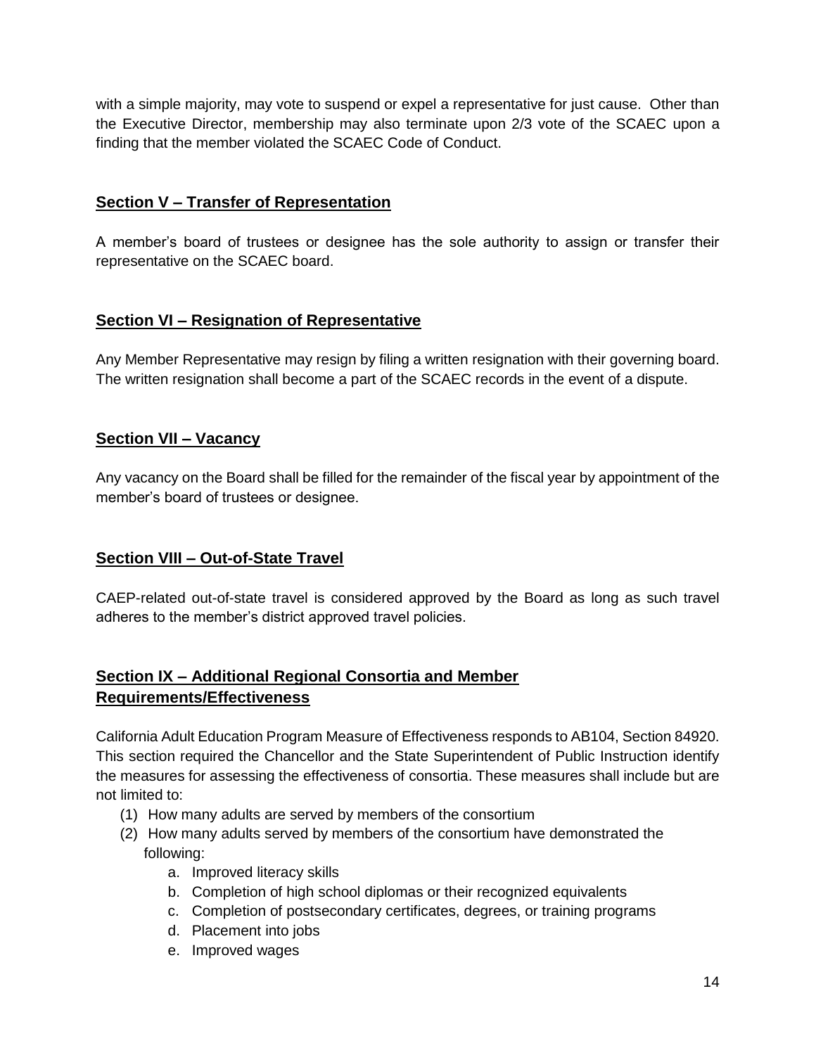with a simple majority, may vote to suspend or expel a representative for just cause. Other than the Executive Director, membership may also terminate upon 2/3 vote of the SCAEC upon a finding that the member violated the SCAEC Code of Conduct.

## Section V – Transfer of Representation

A member's board of trustees or designee has the sole authority to assign or transfer their representative on the SCAEC board.

## Section VI – Resignation of Representative

Any Member Representative may resign by filing a written resignation with their governing board. The written resignation shall become a part of the SCAEC records in the event of a dispute.

## Section VII – Vacancy

Any vacancy on the Board shall be filled for the remainder of the fiscal year by appointment of the member's board of trustees or designee.

## Section VIII – Out-of-State Travel

CAEP-related out-of-state travel is considered approved by the Board as long as such travel adheres to the member's district approved travel policies.

## Section IX – Additional Regional Consortia and Member Requirements/Effectiveness

California Adult Education Program Measure of Effectiveness responds to AB104, Section 84920. This section required the Chancellor and the State Superintendent of Public Instruction identify the measures for assessing the effectiveness of consortia. These measures shall include but are not limited to:

(1) How many adults are served by members of the consortium
(2) How many adults served by members of the consortium have demonstrated the following:
   a. Improved literacy skills
   b. Completion of high school diplomas or their recognized equivalents
   c. Completion of postsecondary certificates, degrees, or training programs
   d. Placement into jobs
   e. Improved wages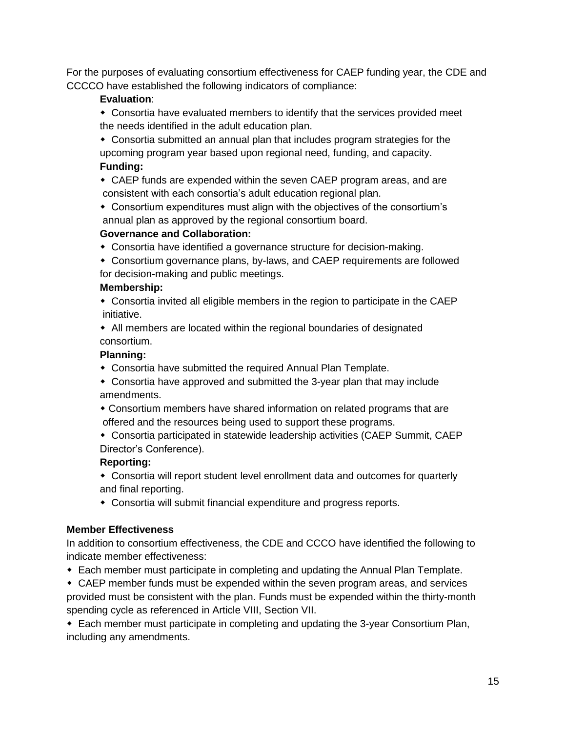For the purposes of evaluating consortium effectiveness for CAEP funding year, the CDE and CCCCO have established the following indicators of compliance:

**Evaluation**:

- Consortia have evaluated members to identify that the services provided meet the needs identified in the adult education plan.
- Consortia submitted an annual plan that includes program strategies for the upcoming program year based upon regional need, funding, and capacity.

**Funding:**

- CAEP funds are expended within the seven CAEP program areas, and are consistent with each consortia's adult education regional plan.
- Consortium expenditures must align with the objectives of the consortium's annual plan as approved by the regional consortium board.

**Governance and Collaboration:**

- Consortia have identified a governance structure for decision-making.
- Consortium governance plans, by-laws, and CAEP requirements are followed for decision-making and public meetings.

**Membership:**

- Consortia invited all eligible members in the region to participate in the CAEP initiative.
- All members are located within the regional boundaries of designated consortium.

**Planning:**

- Consortia have submitted the required Annual Plan Template.
- Consortia have approved and submitted the 3-year plan that may include amendments.
- Consortium members have shared information on related programs that are offered and the resources being used to support these programs.
- Consortia participated in statewide leadership activities (CAEP Summit, CAEP Director's Conference).

**Reporting:**

- Consortia will report student level enrollment data and outcomes for quarterly and final reporting.
- Consortia will submit financial expenditure and progress reports.

**Member Effectiveness**

In addition to consortium effectiveness, the CDE and CCCO have identified the following to indicate member effectiveness:

- Each member must participate in completing and updating the Annual Plan Template.
- CAEP member funds must be expended within the seven program areas, and services provided must be consistent with the plan. Funds must be expended within the thirty-month spending cycle as referenced in Article VIII, Section VII.
- Each member must participate in completing and updating the 3-year Consortium Plan, including any amendments.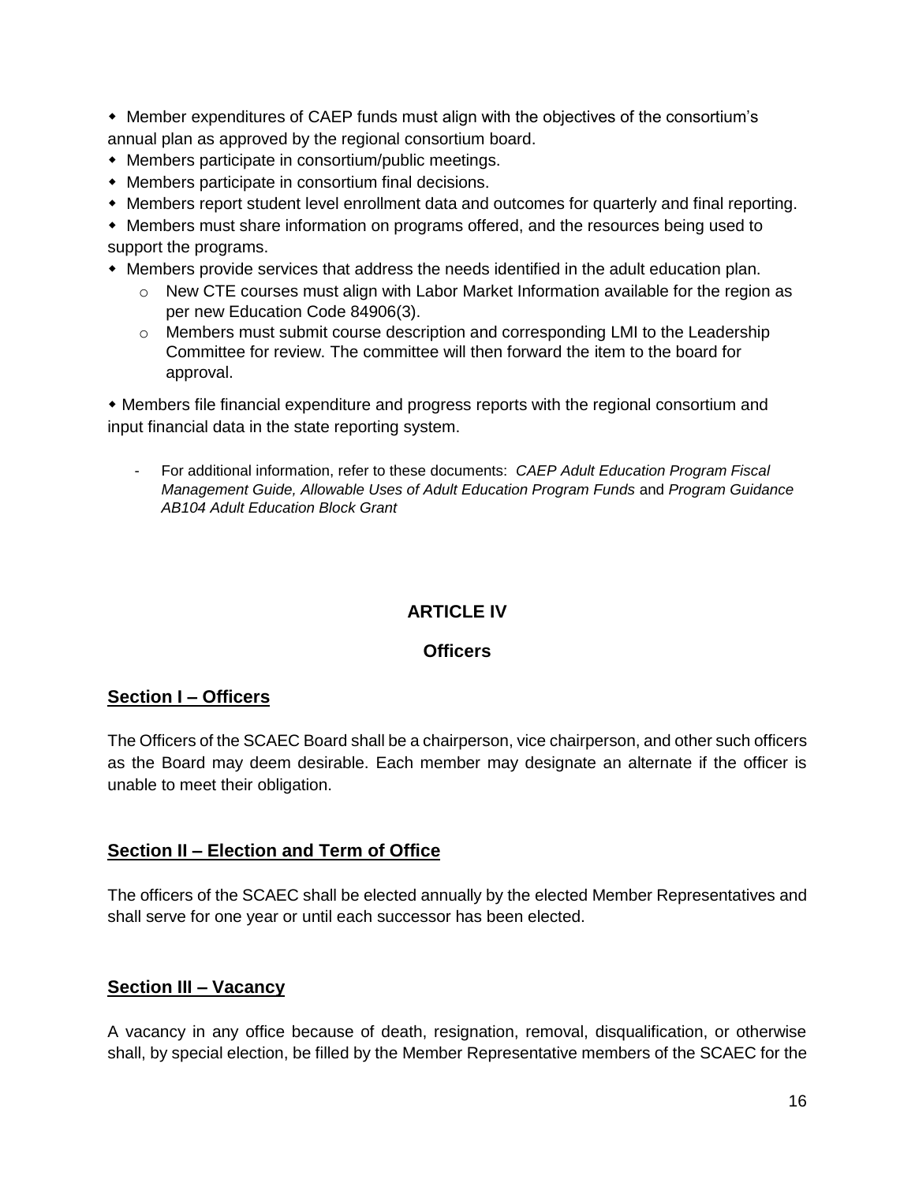- Member expenditures of CAEP funds must align with the objectives of the consortium's annual plan as approved by the regional consortium board.
- Members participate in consortium/public meetings.
- Members participate in consortium final decisions.
- Members report student level enrollment data and outcomes for quarterly and final reporting.
- Members must share information on programs offered, and the resources being used to support the programs.
- Members provide services that address the needs identified in the adult education plan.
  - New CTE courses must align with Labor Market Information available for the region as per new Education Code 84906(3).
  - Members must submit course description and corresponding LMI to the Leadership Committee for review. The committee will then forward the item to the board for approval.
- Members file financial expenditure and progress reports with the regional consortium and input financial data in the state reporting system.

  - For additional information, refer to these documents: *CAEP Adult Education Program Fiscal Management Guide, Allowable Uses of Adult Education Program Funds* and *Program Guidance AB104 Adult Education Block Grant*

## ARTICLE IV

### Officers

### Section I – Officers

The Officers of the SCAEC Board shall be a chairperson, vice chairperson, and other such officers as the Board may deem desirable. Each member may designate an alternate if the officer is unable to meet their obligation.

### Section II – Election and Term of Office

The officers of the SCAEC shall be elected annually by the elected Member Representatives and shall serve for one year or until each successor has been elected.

### Section III – Vacancy

A vacancy in any office because of death, resignation, removal, disqualification, or otherwise shall, by special election, be filled by the Member Representative members of the SCAEC for the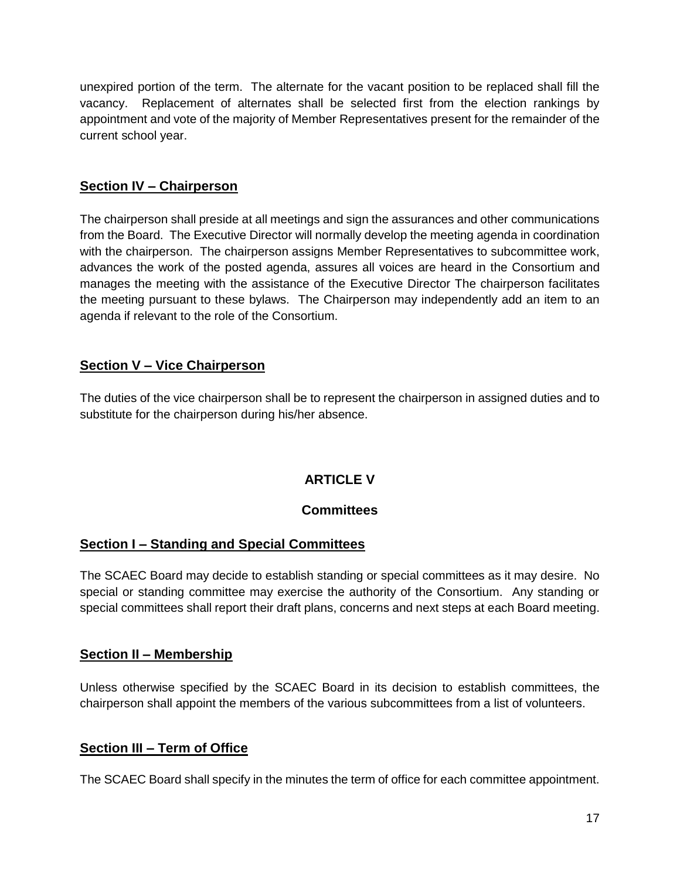unexpired portion of the term. The alternate for the vacant position to be replaced shall fill the vacancy. Replacement of alternates shall be selected first from the election rankings by appointment and vote of the majority of Member Representatives present for the remainder of the current school year.

### Section IV – Chairperson

The chairperson shall preside at all meetings and sign the assurances and other communications from the Board. The Executive Director will normally develop the meeting agenda in coordination with the chairperson. The chairperson assigns Member Representatives to subcommittee work, advances the work of the posted agenda, assures all voices are heard in the Consortium and manages the meeting with the assistance of the Executive Director The chairperson facilitates the meeting pursuant to these bylaws. The Chairperson may independently add an item to an agenda if relevant to the role of the Consortium.

### Section V – Vice Chairperson

The duties of the vice chairperson shall be to represent the chairperson in assigned duties and to substitute for the chairperson during his/her absence.

## ARTICLE V

## Committees

### Section I – Standing and Special Committees

The SCAEC Board may decide to establish standing or special committees as it may desire. No special or standing committee may exercise the authority of the Consortium. Any standing or special committees shall report their draft plans, concerns and next steps at each Board meeting.

### Section II – Membership

Unless otherwise specified by the SCAEC Board in its decision to establish committees, the chairperson shall appoint the members of the various subcommittees from a list of volunteers.

### Section III – Term of Office

The SCAEC Board shall specify in the minutes the term of office for each committee appointment.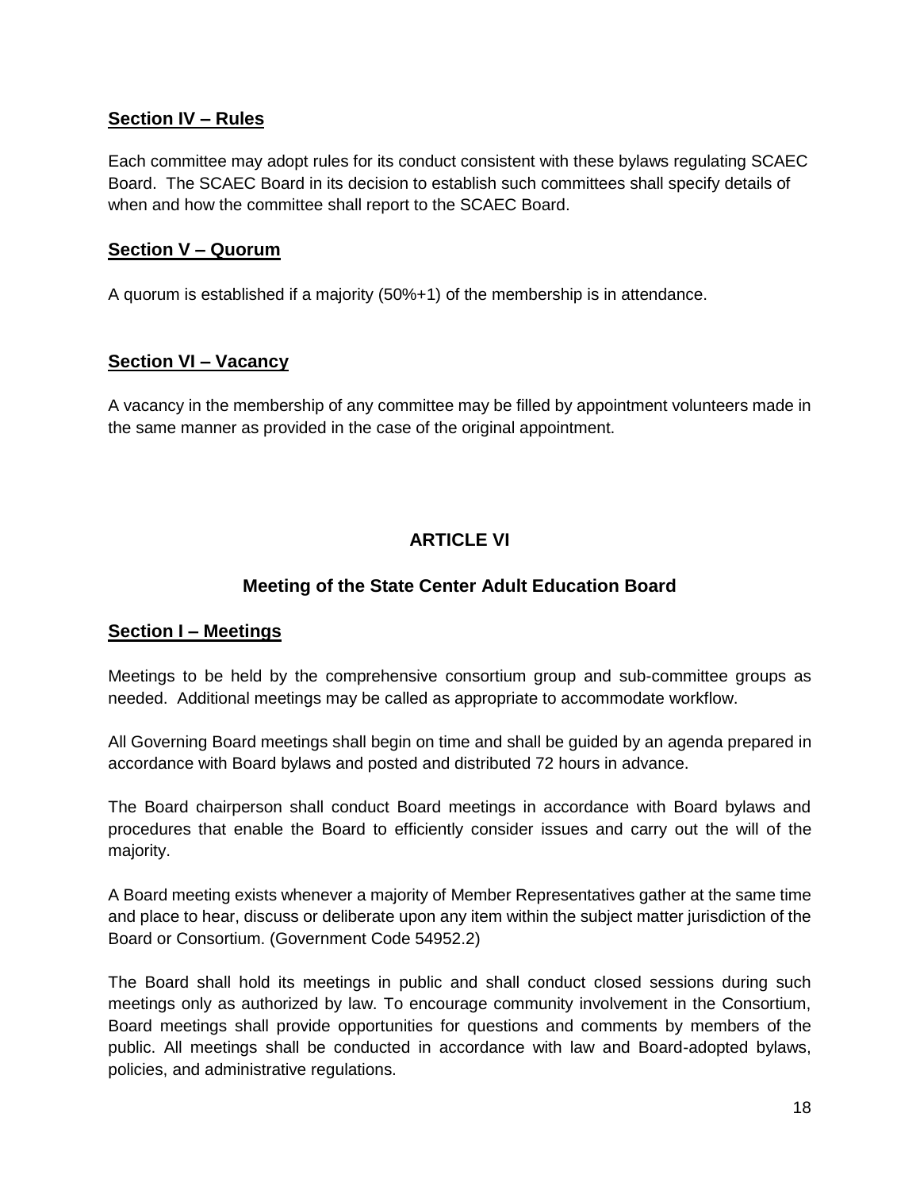### Section IV – Rules

Each committee may adopt rules for its conduct consistent with these bylaws regulating SCAEC Board. The SCAEC Board in its decision to establish such committees shall specify details of when and how the committee shall report to the SCAEC Board.

### Section V – Quorum

A quorum is established if a majority (50%+1) of the membership is in attendance.

### Section VI – Vacancy

A vacancy in the membership of any committee may be filled by appointment volunteers made in the same manner as provided in the case of the original appointment.

## ARTICLE VI

## Meeting of the State Center Adult Education Board

### Section I – Meetings

Meetings to be held by the comprehensive consortium group and sub-committee groups as needed. Additional meetings may be called as appropriate to accommodate workflow.

All Governing Board meetings shall begin on time and shall be guided by an agenda prepared in accordance with Board bylaws and posted and distributed 72 hours in advance.

The Board chairperson shall conduct Board meetings in accordance with Board bylaws and procedures that enable the Board to efficiently consider issues and carry out the will of the majority.

A Board meeting exists whenever a majority of Member Representatives gather at the same time and place to hear, discuss or deliberate upon any item within the subject matter jurisdiction of the Board or Consortium. (Government Code 54952.2)

The Board shall hold its meetings in public and shall conduct closed sessions during such meetings only as authorized by law. To encourage community involvement in the Consortium, Board meetings shall provide opportunities for questions and comments by members of the public. All meetings shall be conducted in accordance with law and Board-adopted bylaws, policies, and administrative regulations.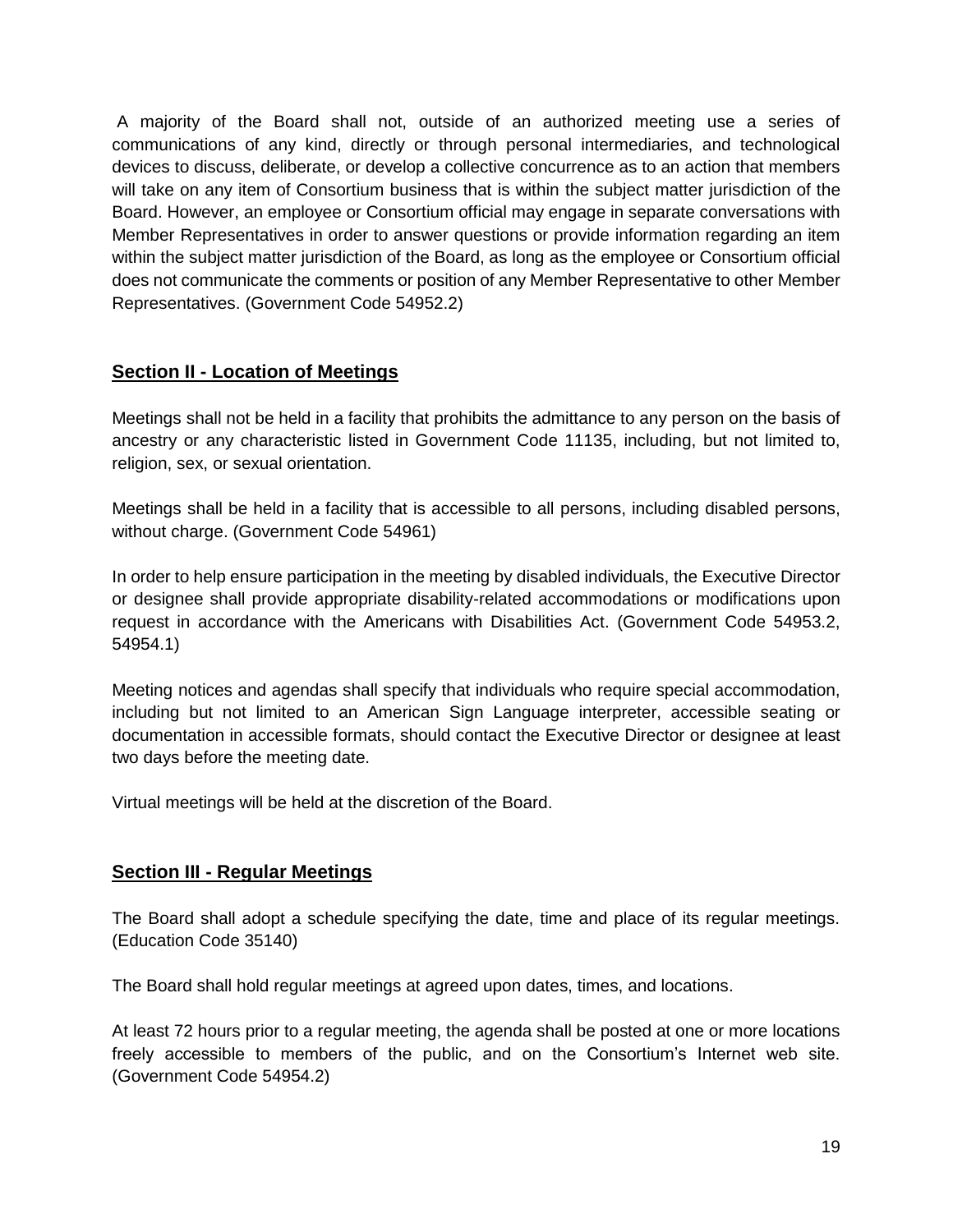A majority of the Board shall not, outside of an authorized meeting use a series of communications of any kind, directly or through personal intermediaries, and technological devices to discuss, deliberate, or develop a collective concurrence as to an action that members will take on any item of Consortium business that is within the subject matter jurisdiction of the Board. However, an employee or Consortium official may engage in separate conversations with Member Representatives in order to answer questions or provide information regarding an item within the subject matter jurisdiction of the Board, as long as the employee or Consortium official does not communicate the comments or position of any Member Representative to other Member Representatives. (Government Code 54952.2)

## Section II - Location of Meetings

Meetings shall not be held in a facility that prohibits the admittance to any person on the basis of ancestry or any characteristic listed in Government Code 11135, including, but not limited to, religion, sex, or sexual orientation.

Meetings shall be held in a facility that is accessible to all persons, including disabled persons, without charge. (Government Code 54961)

In order to help ensure participation in the meeting by disabled individuals, the Executive Director or designee shall provide appropriate disability-related accommodations or modifications upon request in accordance with the Americans with Disabilities Act. (Government Code 54953.2, 54954.1)

Meeting notices and agendas shall specify that individuals who require special accommodation, including but not limited to an American Sign Language interpreter, accessible seating or documentation in accessible formats, should contact the Executive Director or designee at least two days before the meeting date.

Virtual meetings will be held at the discretion of the Board.

## Section III - Regular Meetings

The Board shall adopt a schedule specifying the date, time and place of its regular meetings. (Education Code 35140)

The Board shall hold regular meetings at agreed upon dates, times, and locations.

At least 72 hours prior to a regular meeting, the agenda shall be posted at one or more locations freely accessible to members of the public, and on the Consortium's Internet web site. (Government Code 54954.2)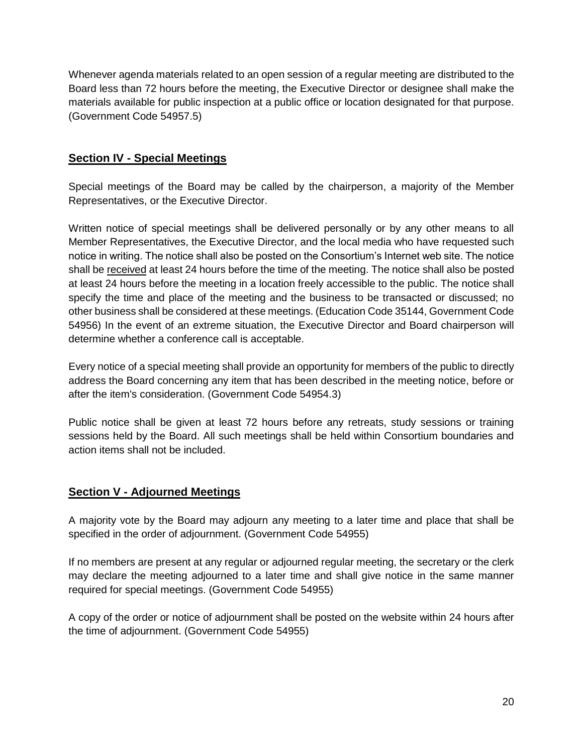Whenever agenda materials related to an open session of a regular meeting are distributed to the Board less than 72 hours before the meeting, the Executive Director or designee shall make the materials available for public inspection at a public office or location designated for that purpose. (Government Code 54957.5)

## Section IV - Special Meetings

Special meetings of the Board may be called by the chairperson, a majority of the Member Representatives, or the Executive Director.

Written notice of special meetings shall be delivered personally or by any other means to all Member Representatives, the Executive Director, and the local media who have requested such notice in writing. The notice shall also be posted on the Consortium's Internet web site. The notice shall be <u>received</u> at least 24 hours before the time of the meeting. The notice shall also be posted at least 24 hours before the meeting in a location freely accessible to the public. The notice shall specify the time and place of the meeting and the business to be transacted or discussed; no other business shall be considered at these meetings. (Education Code 35144, Government Code 54956) In the event of an extreme situation, the Executive Director and Board chairperson will determine whether a conference call is acceptable.

Every notice of a special meeting shall provide an opportunity for members of the public to directly address the Board concerning any item that has been described in the meeting notice, before or after the item's consideration. (Government Code 54954.3)

Public notice shall be given at least 72 hours before any retreats, study sessions or training sessions held by the Board. All such meetings shall be held within Consortium boundaries and action items shall not be included.

## Section V - Adjourned Meetings

A majority vote by the Board may adjourn any meeting to a later time and place that shall be specified in the order of adjournment. (Government Code 54955)

If no members are present at any regular or adjourned regular meeting, the secretary or the clerk may declare the meeting adjourned to a later time and shall give notice in the same manner required for special meetings. (Government Code 54955)

A copy of the order or notice of adjournment shall be posted on the website within 24 hours after the time of adjournment. (Government Code 54955)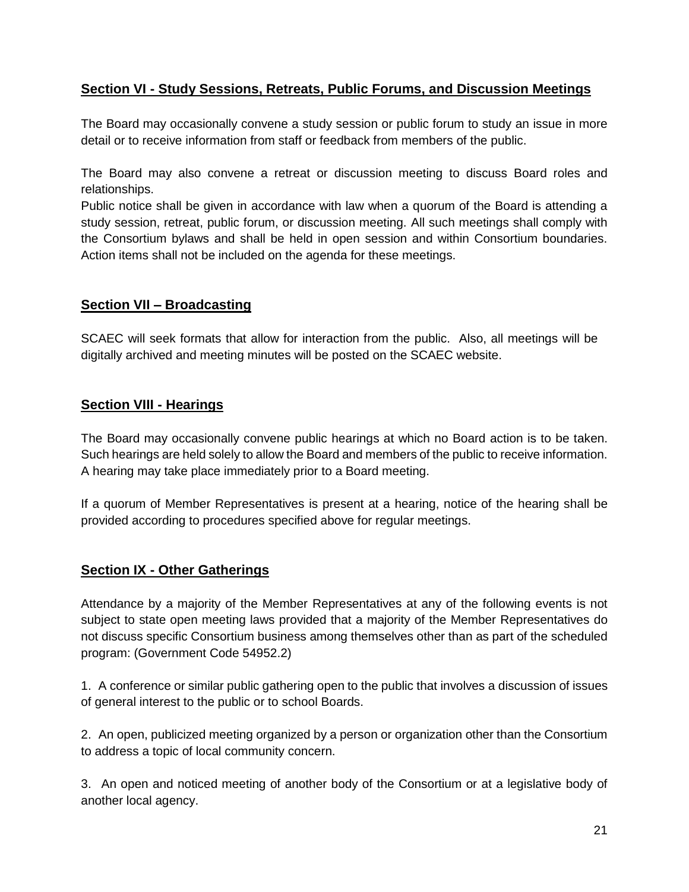## Section VI - Study Sessions, Retreats, Public Forums, and Discussion Meetings

The Board may occasionally convene a study session or public forum to study an issue in more detail or to receive information from staff or feedback from members of the public.

The Board may also convene a retreat or discussion meeting to discuss Board roles and relationships.
Public notice shall be given in accordance with law when a quorum of the Board is attending a study session, retreat, public forum, or discussion meeting. All such meetings shall comply with the Consortium bylaws and shall be held in open session and within Consortium boundaries. Action items shall not be included on the agenda for these meetings.

## Section VII – Broadcasting

SCAEC will seek formats that allow for interaction from the public. Also, all meetings will be digitally archived and meeting minutes will be posted on the SCAEC website.

## Section VIII - Hearings

The Board may occasionally convene public hearings at which no Board action is to be taken. Such hearings are held solely to allow the Board and members of the public to receive information. A hearing may take place immediately prior to a Board meeting.

If a quorum of Member Representatives is present at a hearing, notice of the hearing shall be provided according to procedures specified above for regular meetings.

## Section IX - Other Gatherings

Attendance by a majority of the Member Representatives at any of the following events is not subject to state open meeting laws provided that a majority of the Member Representatives do not discuss specific Consortium business among themselves other than as part of the scheduled program: (Government Code 54952.2)

1. A conference or similar public gathering open to the public that involves a discussion of issues of general interest to the public or to school Boards.

2. An open, publicized meeting organized by a person or organization other than the Consortium to address a topic of local community concern.

3. An open and noticed meeting of another body of the Consortium or at a legislative body of another local agency.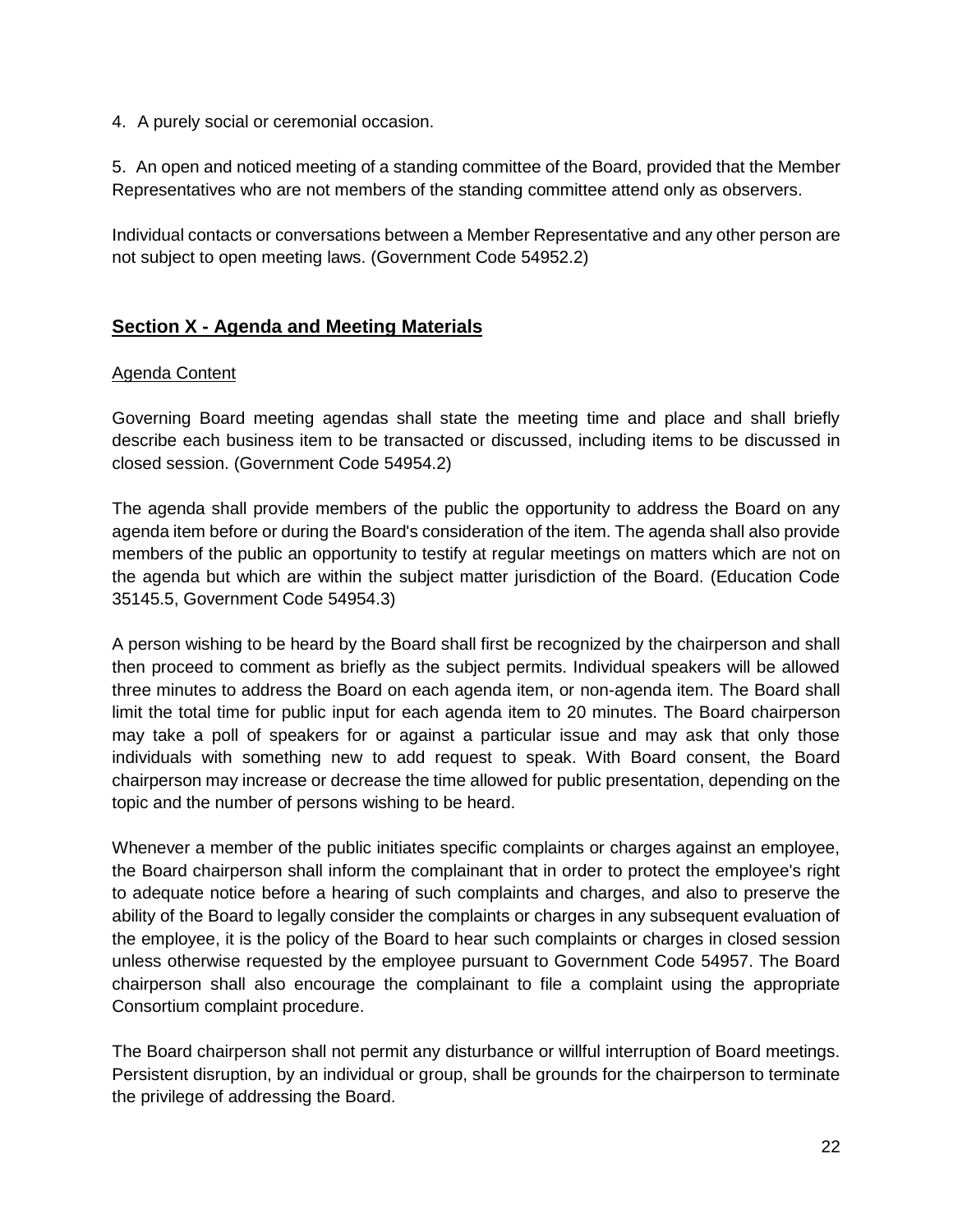4. A purely social or ceremonial occasion.

5. An open and noticed meeting of a standing committee of the Board, provided that the Member Representatives who are not members of the standing committee attend only as observers.

Individual contacts or conversations between a Member Representative and any other person are not subject to open meeting laws. (Government Code 54952.2)

## Section X - Agenda and Meeting Materials

### Agenda Content

Governing Board meeting agendas shall state the meeting time and place and shall briefly describe each business item to be transacted or discussed, including items to be discussed in closed session. (Government Code 54954.2)

The agenda shall provide members of the public the opportunity to address the Board on any agenda item before or during the Board's consideration of the item. The agenda shall also provide members of the public an opportunity to testify at regular meetings on matters which are not on the agenda but which are within the subject matter jurisdiction of the Board. (Education Code 35145.5, Government Code 54954.3)

A person wishing to be heard by the Board shall first be recognized by the chairperson and shall then proceed to comment as briefly as the subject permits. Individual speakers will be allowed three minutes to address the Board on each agenda item, or non-agenda item. The Board shall limit the total time for public input for each agenda item to 20 minutes. The Board chairperson may take a poll of speakers for or against a particular issue and may ask that only those individuals with something new to add request to speak. With Board consent, the Board chairperson may increase or decrease the time allowed for public presentation, depending on the topic and the number of persons wishing to be heard.

Whenever a member of the public initiates specific complaints or charges against an employee, the Board chairperson shall inform the complainant that in order to protect the employee's right to adequate notice before a hearing of such complaints and charges, and also to preserve the ability of the Board to legally consider the complaints or charges in any subsequent evaluation of the employee, it is the policy of the Board to hear such complaints or charges in closed session unless otherwise requested by the employee pursuant to Government Code 54957. The Board chairperson shall also encourage the complainant to file a complaint using the appropriate Consortium complaint procedure.

The Board chairperson shall not permit any disturbance or willful interruption of Board meetings. Persistent disruption, by an individual or group, shall be grounds for the chairperson to terminate the privilege of addressing the Board.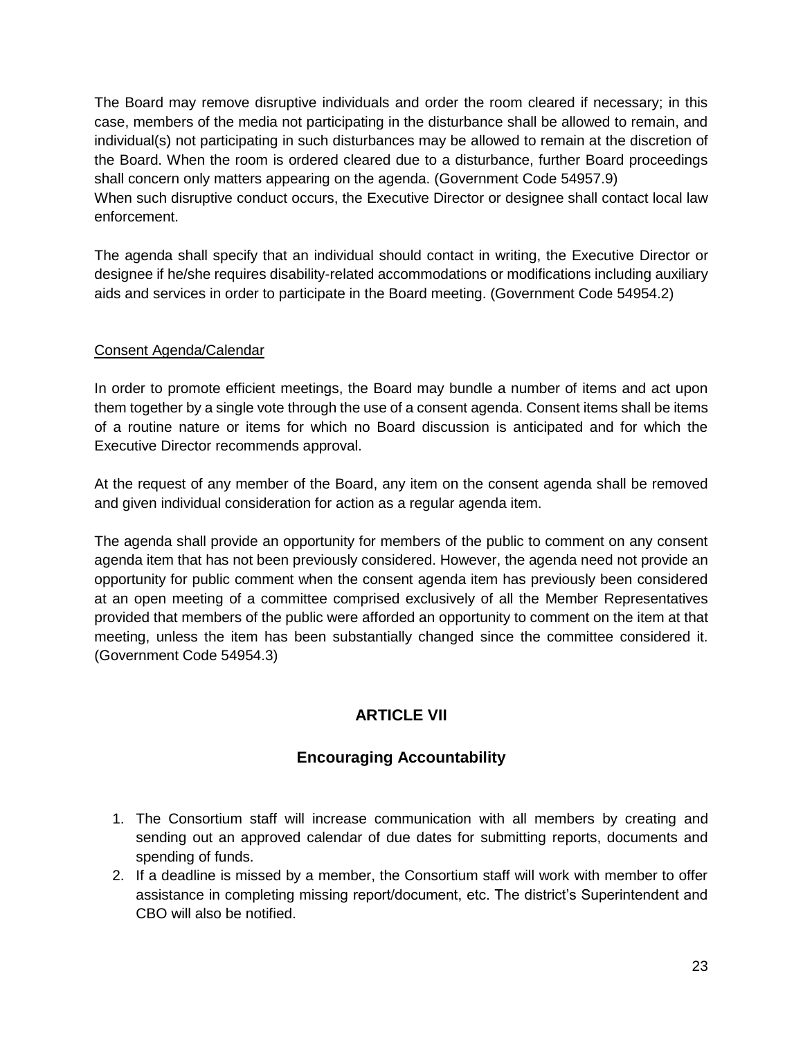The Board may remove disruptive individuals and order the room cleared if necessary; in this case, members of the media not participating in the disturbance shall be allowed to remain, and individual(s) not participating in such disturbances may be allowed to remain at the discretion of the Board. When the room is ordered cleared due to a disturbance, further Board proceedings shall concern only matters appearing on the agenda. (Government Code 54957.9)
When such disruptive conduct occurs, the Executive Director or designee shall contact local law enforcement.

The agenda shall specify that an individual should contact in writing, the Executive Director or designee if he/she requires disability-related accommodations or modifications including auxiliary aids and services in order to participate in the Board meeting. (Government Code 54954.2)

<u>Consent Agenda/Calendar</u>

In order to promote efficient meetings, the Board may bundle a number of items and act upon them together by a single vote through the use of a consent agenda. Consent items shall be items of a routine nature or items for which no Board discussion is anticipated and for which the Executive Director recommends approval.

At the request of any member of the Board, any item on the consent agenda shall be removed and given individual consideration for action as a regular agenda item.

The agenda shall provide an opportunity for members of the public to comment on any consent agenda item that has not been previously considered. However, the agenda need not provide an opportunity for public comment when the consent agenda item has previously been considered at an open meeting of a committee comprised exclusively of all the Member Representatives provided that members of the public were afforded an opportunity to comment on the item at that meeting, unless the item has been substantially changed since the committee considered it. (Government Code 54954.3)

## ARTICLE VII

## Encouraging Accountability

1. The Consortium staff will increase communication with all members by creating and sending out an approved calendar of due dates for submitting reports, documents and spending of funds.
2. If a deadline is missed by a member, the Consortium staff will work with member to offer assistance in completing missing report/document, etc. The district's Superintendent and CBO will also be notified.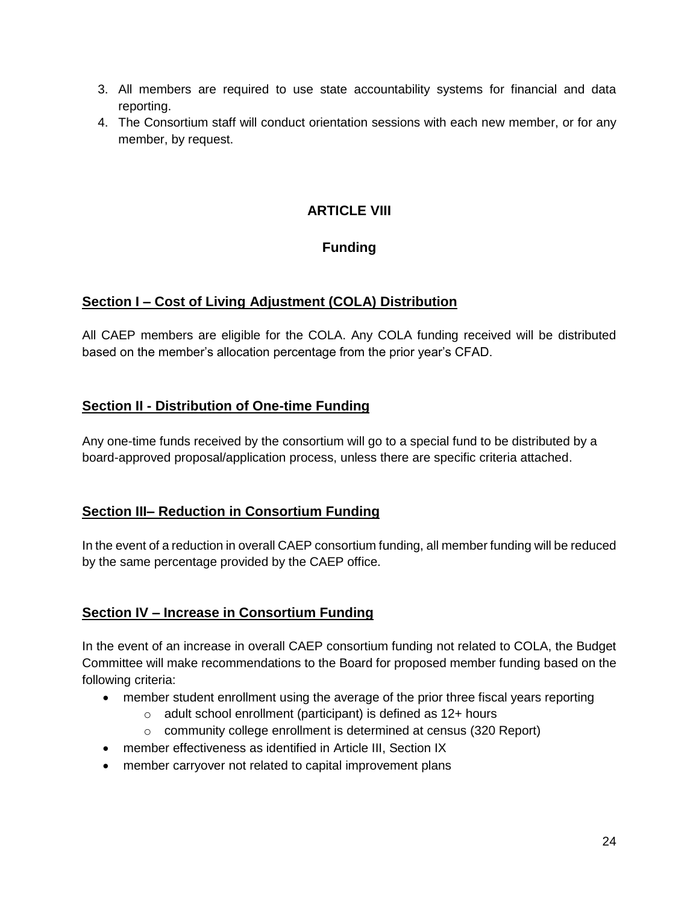3. All members are required to use state accountability systems for financial and data reporting.
4. The Consortium staff will conduct orientation sessions with each new member, or for any member, by request.

## ARTICLE VIII

## Funding

### Section I – Cost of Living Adjustment (COLA) Distribution

All CAEP members are eligible for the COLA. Any COLA funding received will be distributed based on the member's allocation percentage from the prior year's CFAD.

### Section II - Distribution of One-time Funding

Any one-time funds received by the consortium will go to a special fund to be distributed by a board-approved proposal/application process, unless there are specific criteria attached.

### Section III– Reduction in Consortium Funding

In the event of a reduction in overall CAEP consortium funding, all member funding will be reduced by the same percentage provided by the CAEP office.

### Section IV – Increase in Consortium Funding

In the event of an increase in overall CAEP consortium funding not related to COLA, the Budget Committee will make recommendations to the Board for proposed member funding based on the following criteria:

- member student enrollment using the average of the prior three fiscal years reporting
  - adult school enrollment (participant) is defined as 12+ hours
  - community college enrollment is determined at census (320 Report)
- member effectiveness as identified in Article III, Section IX
- member carryover not related to capital improvement plans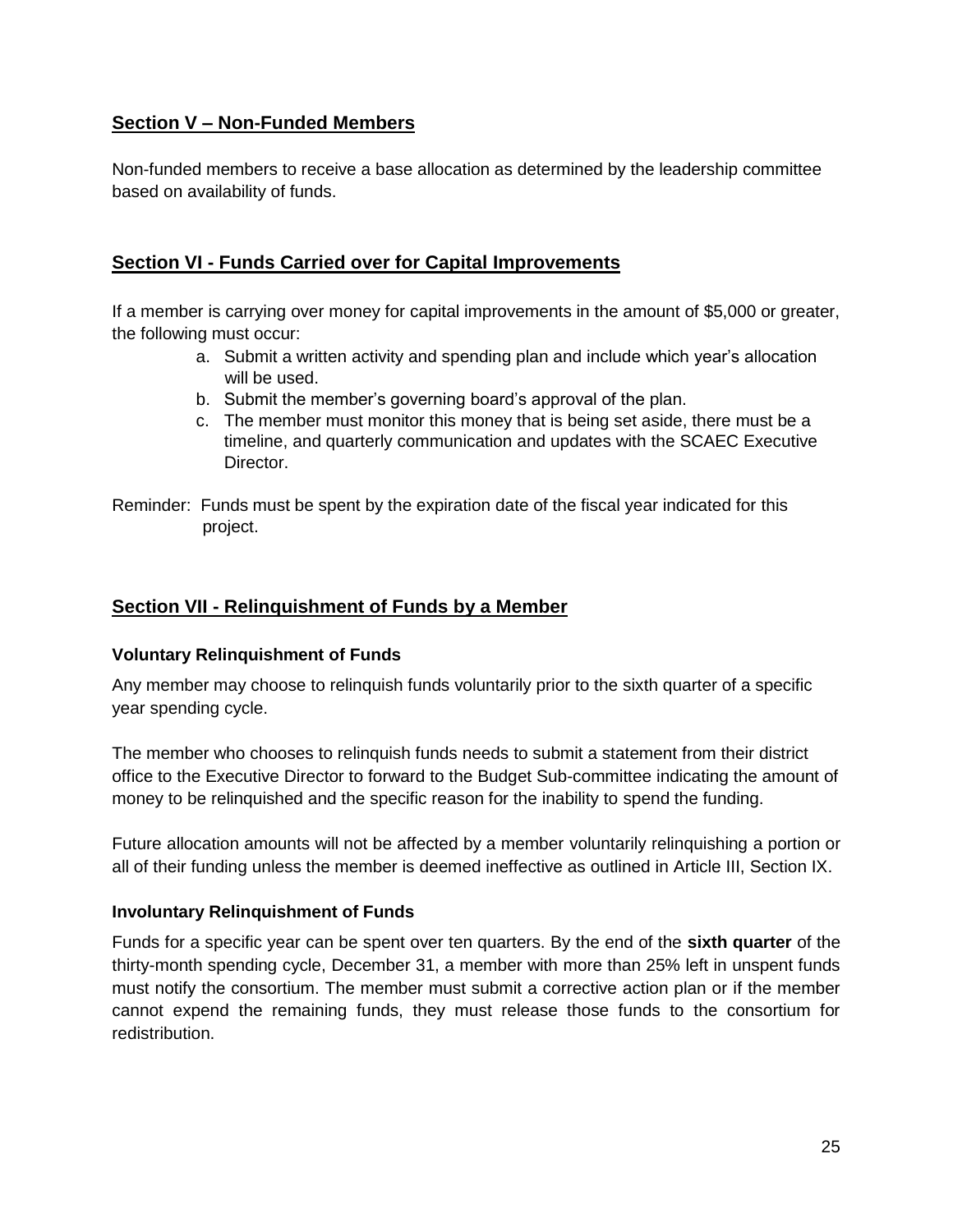## Section V – Non-Funded Members

Non-funded members to receive a base allocation as determined by the leadership committee based on availability of funds.

## Section VI - Funds Carried over for Capital Improvements

If a member is carrying over money for capital improvements in the amount of $5,000 or greater, the following must occur:

a. Submit a written activity and spending plan and include which year's allocation will be used.
b. Submit the member's governing board's approval of the plan.
c. The member must monitor this money that is being set aside, there must be a timeline, and quarterly communication and updates with the SCAEC Executive Director.

Reminder: Funds must be spent by the expiration date of the fiscal year indicated for this project.

## Section VII - Relinquishment of Funds by a Member

### Voluntary Relinquishment of Funds

Any member may choose to relinquish funds voluntarily prior to the sixth quarter of a specific year spending cycle.

The member who chooses to relinquish funds needs to submit a statement from their district office to the Executive Director to forward to the Budget Sub-committee indicating the amount of money to be relinquished and the specific reason for the inability to spend the funding.

Future allocation amounts will not be affected by a member voluntarily relinquishing a portion or all of their funding unless the member is deemed ineffective as outlined in Article III, Section IX.

### Involuntary Relinquishment of Funds

Funds for a specific year can be spent over ten quarters. By the end of the **sixth quarter** of the thirty-month spending cycle, December 31, a member with more than 25% left in unspent funds must notify the consortium. The member must submit a corrective action plan or if the member cannot expend the remaining funds, they must release those funds to the consortium for redistribution.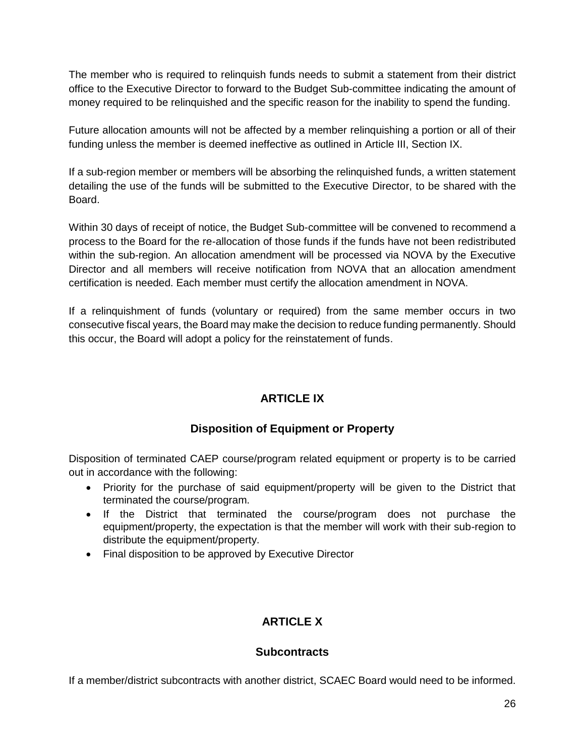The member who is required to relinquish funds needs to submit a statement from their district office to the Executive Director to forward to the Budget Sub-committee indicating the amount of money required to be relinquished and the specific reason for the inability to spend the funding.

Future allocation amounts will not be affected by a member relinquishing a portion or all of their funding unless the member is deemed ineffective as outlined in Article III, Section IX.

If a sub-region member or members will be absorbing the relinquished funds, a written statement detailing the use of the funds will be submitted to the Executive Director, to be shared with the Board.

Within 30 days of receipt of notice, the Budget Sub-committee will be convened to recommend a process to the Board for the re-allocation of those funds if the funds have not been redistributed within the sub-region. An allocation amendment will be processed via NOVA by the Executive Director and all members will receive notification from NOVA that an allocation amendment certification is needed. Each member must certify the allocation amendment in NOVA.

If a relinquishment of funds (voluntary or required) from the same member occurs in two consecutive fiscal years, the Board may make the decision to reduce funding permanently. Should this occur, the Board will adopt a policy for the reinstatement of funds.

## ARTICLE IX

### Disposition of Equipment or Property

Disposition of terminated CAEP course/program related equipment or property is to be carried out in accordance with the following:

- Priority for the purchase of said equipment/property will be given to the District that terminated the course/program.
- If the District that terminated the course/program does not purchase the equipment/property, the expectation is that the member will work with their sub-region to distribute the equipment/property.
- Final disposition to be approved by Executive Director

## ARTICLE X

### Subcontracts

If a member/district subcontracts with another district, SCAEC Board would need to be informed.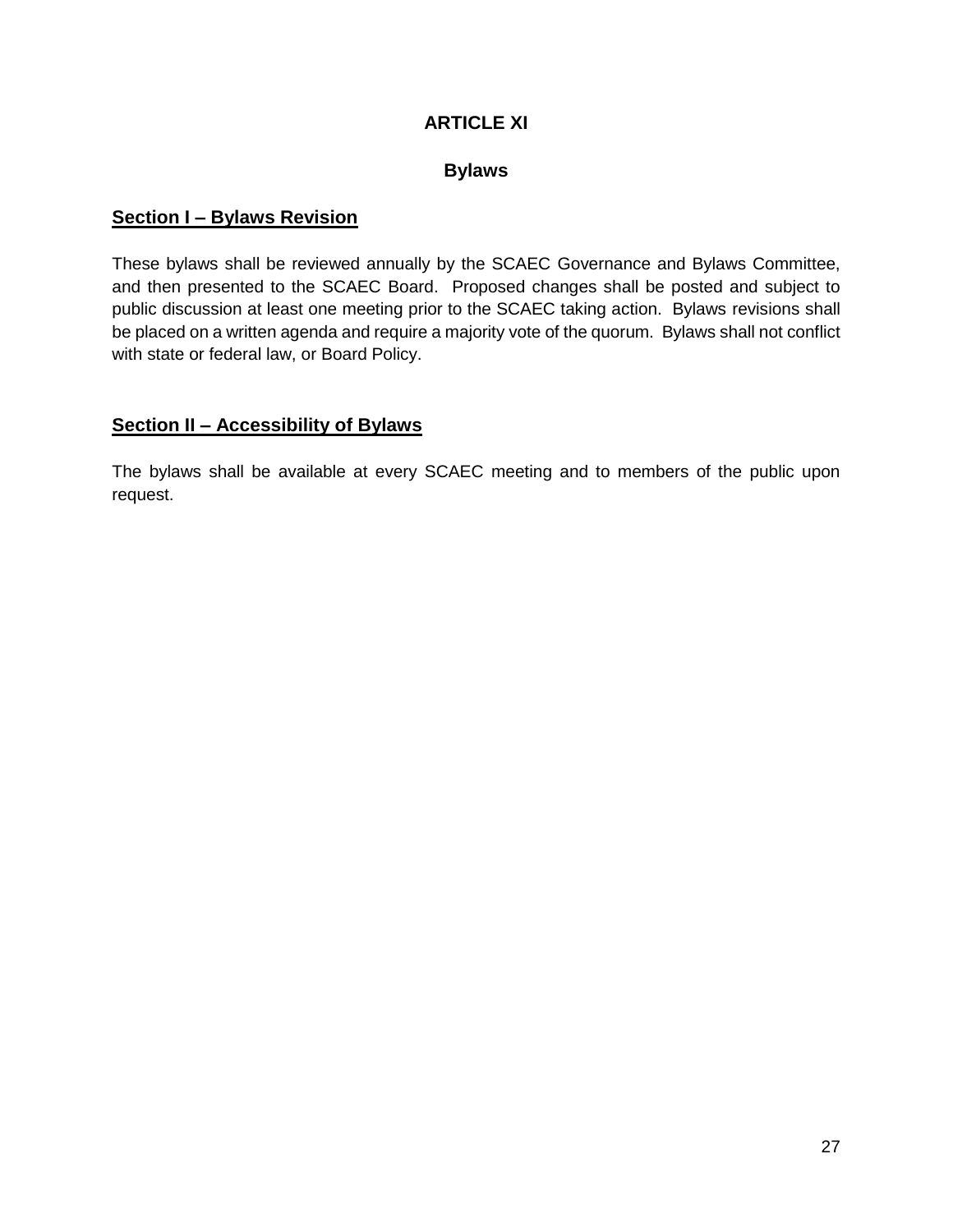# ARTICLE XI

## Bylaws

### Section I – Bylaws Revision

These bylaws shall be reviewed annually by the SCAEC Governance and Bylaws Committee, and then presented to the SCAEC Board. Proposed changes shall be posted and subject to public discussion at least one meeting prior to the SCAEC taking action. Bylaws revisions shall be placed on a written agenda and require a majority vote of the quorum. Bylaws shall not conflict with state or federal law, or Board Policy.

### Section II – Accessibility of Bylaws

The bylaws shall be available at every SCAEC meeting and to members of the public upon request.